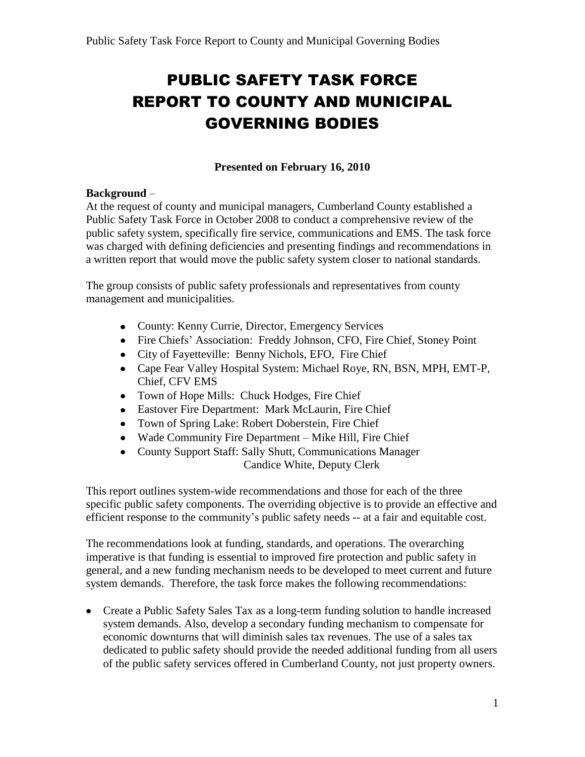# PUBLIC SAFETY TASK FORCE REPORT TO COUNTY AND MUNICIPAL GOVERNING BODIES

**Presented on February 16, 2010**

**Background** –

At the request of county and municipal managers, Cumberland County established a Public Safety Task Force in October 2008 to conduct a comprehensive review of the public safety system, specifically fire service, communications and EMS. The task force was charged with defining deficiencies and presenting findings and recommendations in a written report that would move the public safety system closer to national standards.

The group consists of public safety professionals and representatives from county management and municipalities.

- County: Kenny Currie, Director, Emergency Services
- Fire Chiefs' Association: Freddy Johnson, CFO, Fire Chief, Stoney Point
- City of Fayetteville: Benny Nichols, EFO, Fire Chief
- Cape Fear Valley Hospital System: Michael Roye, RN, BSN, MPH, EMT-P, Chief, CFV EMS
- Town of Hope Mills: Chuck Hodges, Fire Chief
- Eastover Fire Department: Mark McLaurin, Fire Chief
- Town of Spring Lake: Robert Doberstein, Fire Chief
- Wade Community Fire Department – Mike Hill, Fire Chief
- County Support Staff: Sally Shutt, Communications Manager
  Candice White, Deputy Clerk

This report outlines system-wide recommendations and those for each of the three specific public safety components. The overriding objective is to provide an effective and efficient response to the community's public safety needs -- at a fair and equitable cost.

The recommendations look at funding, standards, and operations. The overarching imperative is that funding is essential to improved fire protection and public safety in general, and a new funding mechanism needs to be developed to meet current and future system demands. Therefore, the task force makes the following recommendations:

- Create a Public Safety Sales Tax as a long-term funding solution to handle increased system demands. Also, develop a secondary funding mechanism to compensate for economic downturns that will diminish sales tax revenues. The use of a sales tax dedicated to public safety should provide the needed additional funding from all users of the public safety services offered in Cumberland County, not just property owners.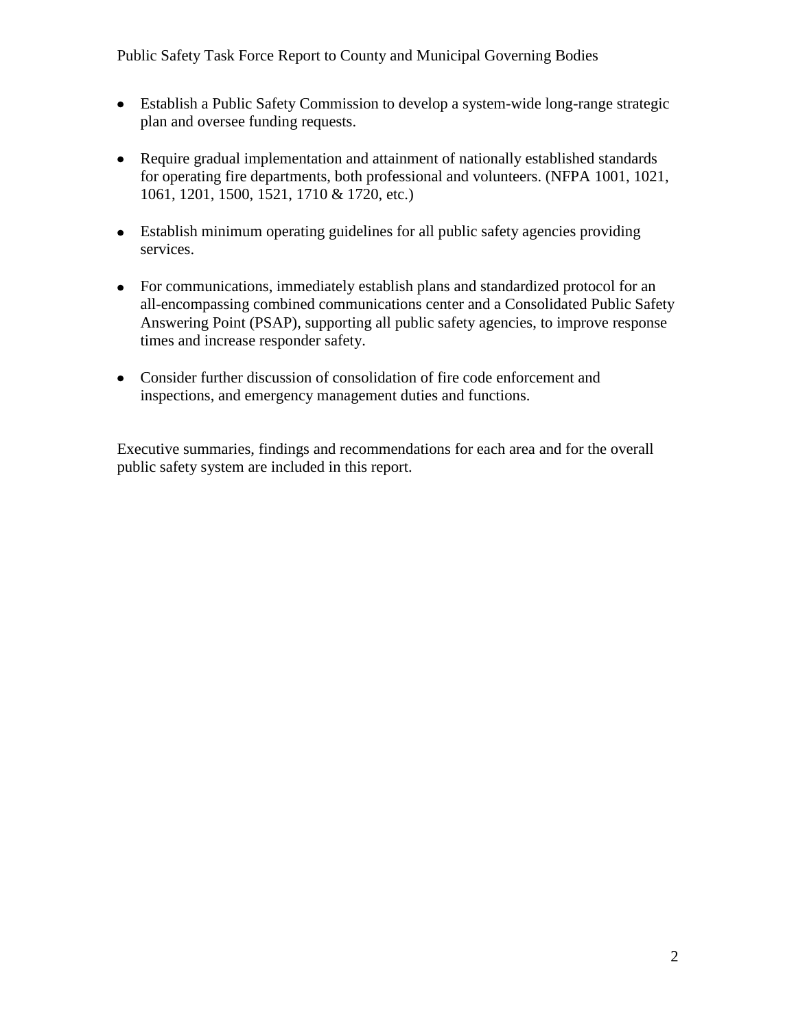- Establish a Public Safety Commission to develop a system-wide long-range strategic plan and oversee funding requests.

- Require gradual implementation and attainment of nationally established standards for operating fire departments, both professional and volunteers. (NFPA 1001, 1021, 1061, 1201, 1500, 1521, 1710 & 1720, etc.)

- Establish minimum operating guidelines for all public safety agencies providing services.

- For communications, immediately establish plans and standardized protocol for an all-encompassing combined communications center and a Consolidated Public Safety Answering Point (PSAP), supporting all public safety agencies, to improve response times and increase responder safety.

- Consider further discussion of consolidation of fire code enforcement and inspections, and emergency management duties and functions.

Executive summaries, findings and recommendations for each area and for the overall public safety system are included in this report.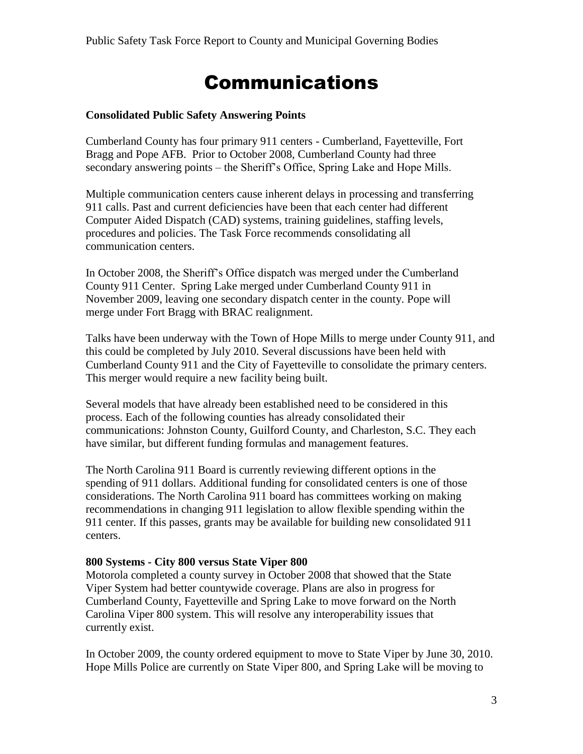# Communications

**Consolidated Public Safety Answering Points**

Cumberland County has four primary 911 centers - Cumberland, Fayetteville, Fort Bragg and Pope AFB. Prior to October 2008, Cumberland County had three secondary answering points – the Sheriff's Office, Spring Lake and Hope Mills.

Multiple communication centers cause inherent delays in processing and transferring 911 calls. Past and current deficiencies have been that each center had different Computer Aided Dispatch (CAD) systems, training guidelines, staffing levels, procedures and policies. The Task Force recommends consolidating all communication centers.

In October 2008, the Sheriff's Office dispatch was merged under the Cumberland County 911 Center. Spring Lake merged under Cumberland County 911 in November 2009, leaving one secondary dispatch center in the county. Pope will merge under Fort Bragg with BRAC realignment.

Talks have been underway with the Town of Hope Mills to merge under County 911, and this could be completed by July 2010. Several discussions have been held with Cumberland County 911 and the City of Fayetteville to consolidate the primary centers. This merger would require a new facility being built.

Several models that have already been established need to be considered in this process. Each of the following counties has already consolidated their communications: Johnston County, Guilford County, and Charleston, S.C. They each have similar, but different funding formulas and management features.

The North Carolina 911 Board is currently reviewing different options in the spending of 911 dollars. Additional funding for consolidated centers is one of those considerations. The North Carolina 911 board has committees working on making recommendations in changing 911 legislation to allow flexible spending within the 911 center. If this passes, grants may be available for building new consolidated 911 centers.

**800 Systems - City 800 versus State Viper 800**

Motorola completed a county survey in October 2008 that showed that the State Viper System had better countywide coverage. Plans are also in progress for Cumberland County, Fayetteville and Spring Lake to move forward on the North Carolina Viper 800 system. This will resolve any interoperability issues that currently exist.

In October 2009, the county ordered equipment to move to State Viper by June 30, 2010. Hope Mills Police are currently on State Viper 800, and Spring Lake will be moving to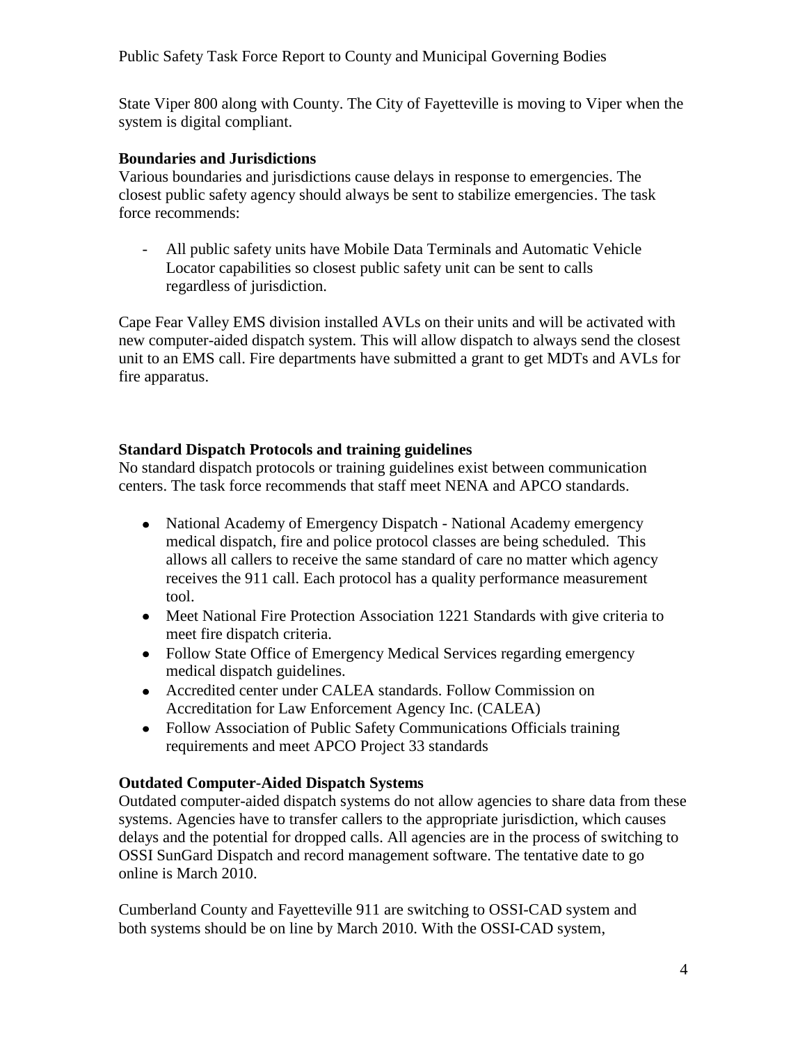State Viper 800 along with County. The City of Fayetteville is moving to Viper when the system is digital compliant.

**Boundaries and Jurisdictions**

Various boundaries and jurisdictions cause delays in response to emergencies. The closest public safety agency should always be sent to stabilize emergencies. The task force recommends:

- All public safety units have Mobile Data Terminals and Automatic Vehicle Locator capabilities so closest public safety unit can be sent to calls regardless of jurisdiction.

Cape Fear Valley EMS division installed AVLs on their units and will be activated with new computer-aided dispatch system. This will allow dispatch to always send the closest unit to an EMS call. Fire departments have submitted a grant to get MDTs and AVLs for fire apparatus.

**Standard Dispatch Protocols and training guidelines**

No standard dispatch protocols or training guidelines exist between communication centers. The task force recommends that staff meet NENA and APCO standards.

- National Academy of Emergency Dispatch - National Academy emergency medical dispatch, fire and police protocol classes are being scheduled. This allows all callers to receive the same standard of care no matter which agency receives the 911 call. Each protocol has a quality performance measurement tool.
- Meet National Fire Protection Association 1221 Standards with give criteria to meet fire dispatch criteria.
- Follow State Office of Emergency Medical Services regarding emergency medical dispatch guidelines.
- Accredited center under CALEA standards. Follow Commission on Accreditation for Law Enforcement Agency Inc. (CALEA)
- Follow Association of Public Safety Communications Officials training requirements and meet APCO Project 33 standards

**Outdated Computer-Aided Dispatch Systems**

Outdated computer-aided dispatch systems do not allow agencies to share data from these systems. Agencies have to transfer callers to the appropriate jurisdiction, which causes delays and the potential for dropped calls. All agencies are in the process of switching to OSSI SunGard Dispatch and record management software. The tentative date to go online is March 2010.

Cumberland County and Fayetteville 911 are switching to OSSI-CAD system and both systems should be on line by March 2010. With the OSSI-CAD system,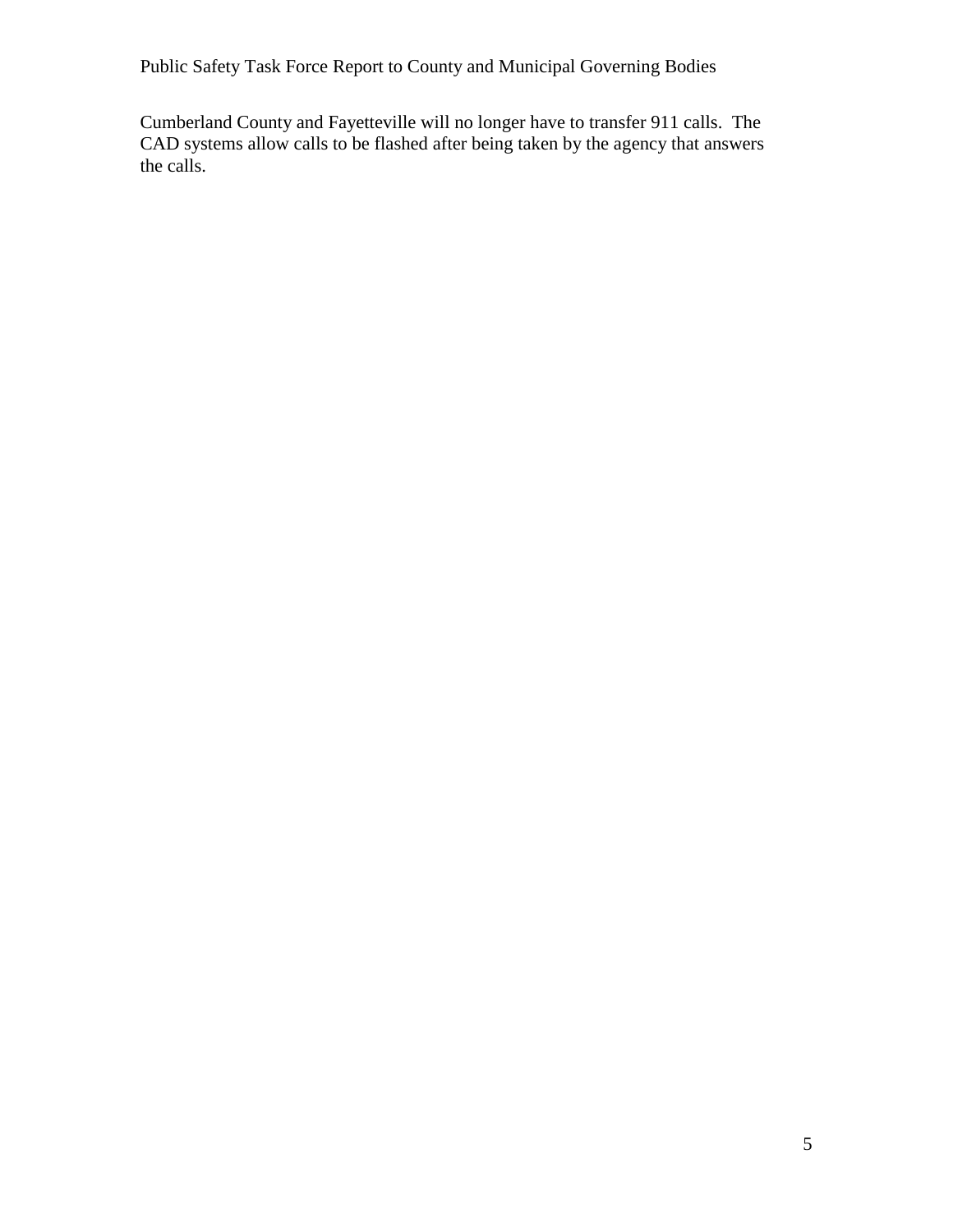Cumberland County and Fayetteville will no longer have to transfer 911 calls. The CAD systems allow calls to be flashed after being taken by the agency that answers the calls.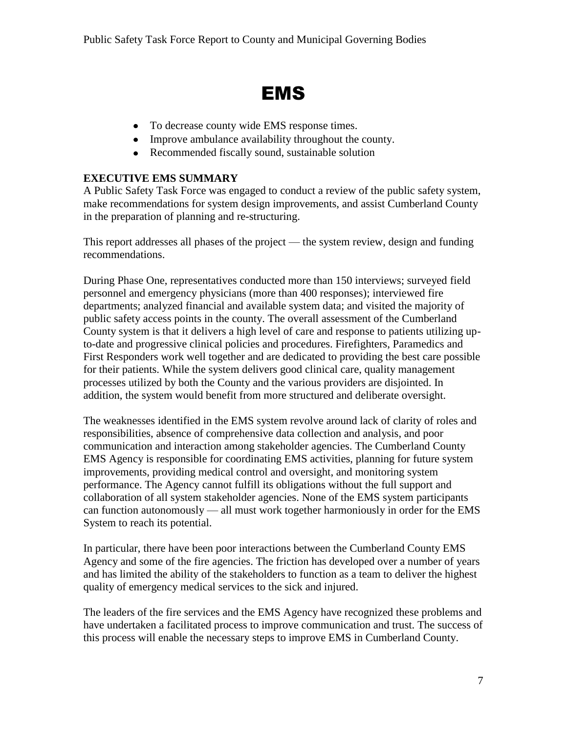# EMS

- To decrease county wide EMS response times.
- Improve ambulance availability throughout the county.
- Recommended fiscally sound, sustainable solution

**EXECUTIVE EMS SUMMARY**

A Public Safety Task Force was engaged to conduct a review of the public safety system, make recommendations for system design improvements, and assist Cumberland County in the preparation of planning and re-structuring.

This report addresses all phases of the project — the system review, design and funding recommendations.

During Phase One, representatives conducted more than 150 interviews; surveyed field personnel and emergency physicians (more than 400 responses); interviewed fire departments; analyzed financial and available system data; and visited the majority of public safety access points in the county. The overall assessment of the Cumberland County system is that it delivers a high level of care and response to patients utilizing up-to-date and progressive clinical policies and procedures. Firefighters, Paramedics and First Responders work well together and are dedicated to providing the best care possible for their patients. While the system delivers good clinical care, quality management processes utilized by both the County and the various providers are disjointed. In addition, the system would benefit from more structured and deliberate oversight.

The weaknesses identified in the EMS system revolve around lack of clarity of roles and responsibilities, absence of comprehensive data collection and analysis, and poor communication and interaction among stakeholder agencies. The Cumberland County EMS Agency is responsible for coordinating EMS activities, planning for future system improvements, providing medical control and oversight, and monitoring system performance. The Agency cannot fulfill its obligations without the full support and collaboration of all system stakeholder agencies. None of the EMS system participants can function autonomously — all must work together harmoniously in order for the EMS System to reach its potential.

In particular, there have been poor interactions between the Cumberland County EMS Agency and some of the fire agencies. The friction has developed over a number of years and has limited the ability of the stakeholders to function as a team to deliver the highest quality of emergency medical services to the sick and injured.

The leaders of the fire services and the EMS Agency have recognized these problems and have undertaken a facilitated process to improve communication and trust. The success of this process will enable the necessary steps to improve EMS in Cumberland County.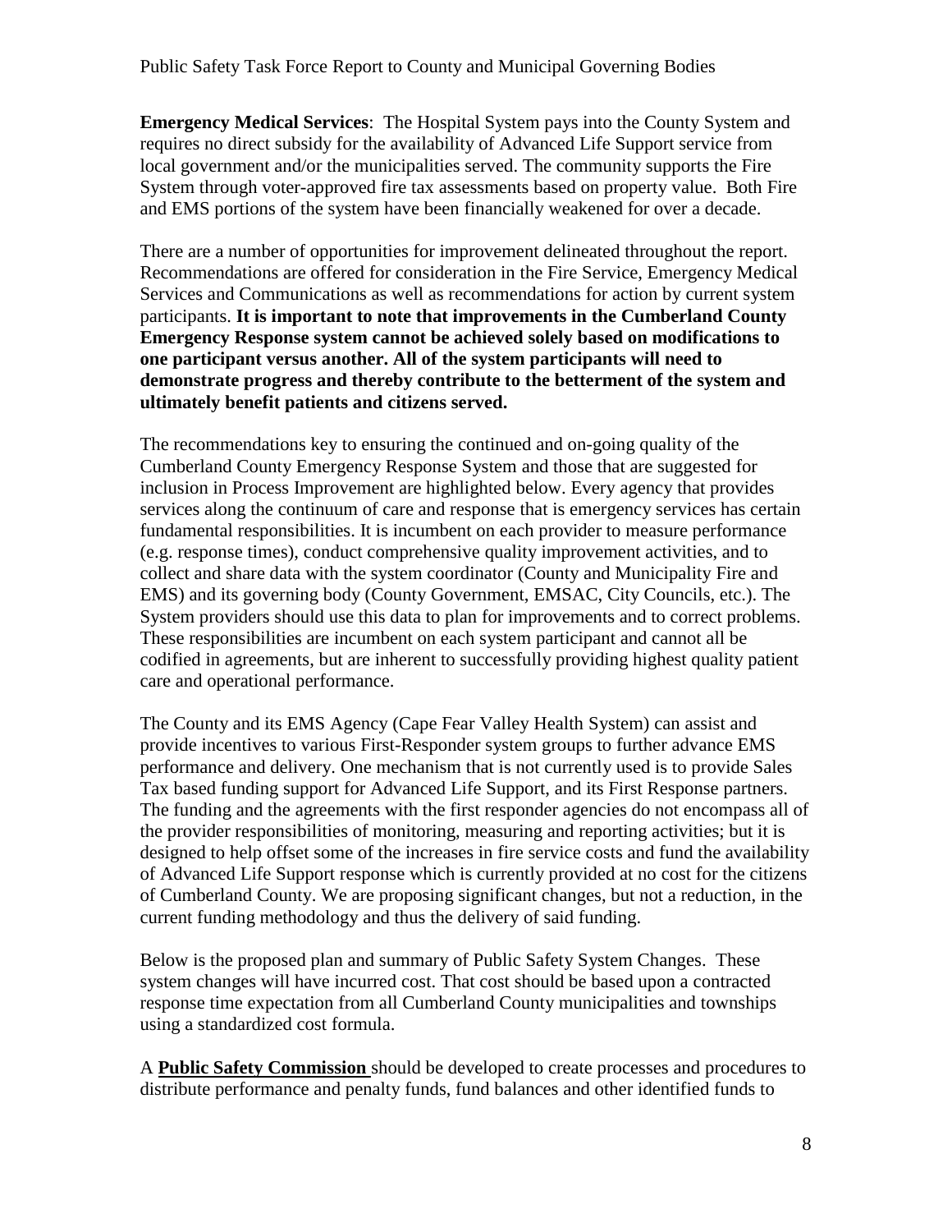**Emergency Medical Services**: The Hospital System pays into the County System and requires no direct subsidy for the availability of Advanced Life Support service from local government and/or the municipalities served. The community supports the Fire System through voter-approved fire tax assessments based on property value. Both Fire and EMS portions of the system have been financially weakened for over a decade.

There are a number of opportunities for improvement delineated throughout the report. Recommendations are offered for consideration in the Fire Service, Emergency Medical Services and Communications as well as recommendations for action by current system participants. **It is important to note that improvements in the Cumberland County Emergency Response system cannot be achieved solely based on modifications to one participant versus another. All of the system participants will need to demonstrate progress and thereby contribute to the betterment of the system and ultimately benefit patients and citizens served.**

The recommendations key to ensuring the continued and on-going quality of the Cumberland County Emergency Response System and those that are suggested for inclusion in Process Improvement are highlighted below. Every agency that provides services along the continuum of care and response that is emergency services has certain fundamental responsibilities. It is incumbent on each provider to measure performance (e.g. response times), conduct comprehensive quality improvement activities, and to collect and share data with the system coordinator (County and Municipality Fire and EMS) and its governing body (County Government, EMSAC, City Councils, etc.). The System providers should use this data to plan for improvements and to correct problems. These responsibilities are incumbent on each system participant and cannot all be codified in agreements, but are inherent to successfully providing highest quality patient care and operational performance.

The County and its EMS Agency (Cape Fear Valley Health System) can assist and provide incentives to various First-Responder system groups to further advance EMS performance and delivery. One mechanism that is not currently used is to provide Sales Tax based funding support for Advanced Life Support, and its First Response partners. The funding and the agreements with the first responder agencies do not encompass all of the provider responsibilities of monitoring, measuring and reporting activities; but it is designed to help offset some of the increases in fire service costs and fund the availability of Advanced Life Support response which is currently provided at no cost for the citizens of Cumberland County. We are proposing significant changes, but not a reduction, in the current funding methodology and thus the delivery of said funding.

Below is the proposed plan and summary of Public Safety System Changes. These system changes will have incurred cost. That cost should be based upon a contracted response time expectation from all Cumberland County municipalities and townships using a standardized cost formula.

A **Public Safety Commission** should be developed to create processes and procedures to distribute performance and penalty funds, fund balances and other identified funds to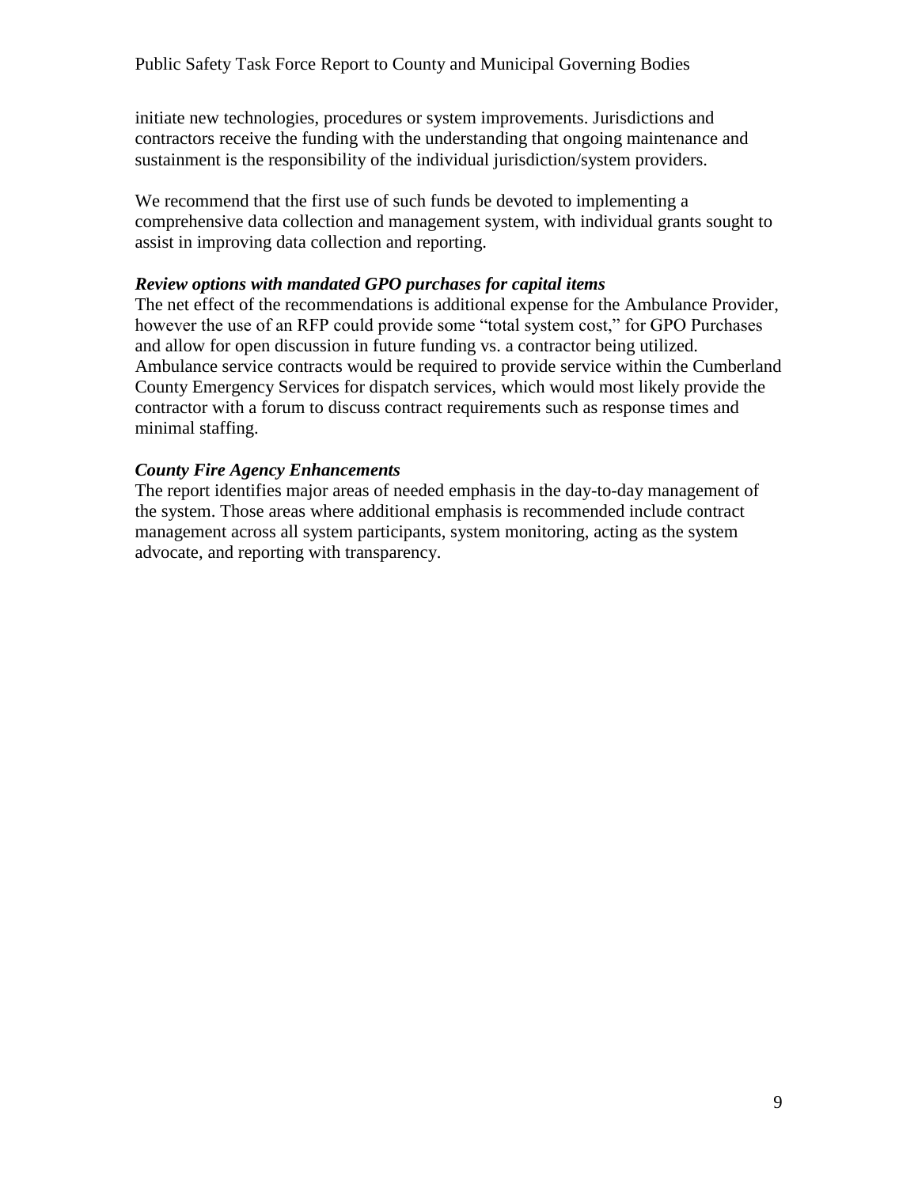initiate new technologies, procedures or system improvements. Jurisdictions and contractors receive the funding with the understanding that ongoing maintenance and sustainment is the responsibility of the individual jurisdiction/system providers.

We recommend that the first use of such funds be devoted to implementing a comprehensive data collection and management system, with individual grants sought to assist in improving data collection and reporting.

***Review options with mandated GPO purchases for capital items***

The net effect of the recommendations is additional expense for the Ambulance Provider, however the use of an RFP could provide some "total system cost," for GPO Purchases and allow for open discussion in future funding vs. a contractor being utilized. Ambulance service contracts would be required to provide service within the Cumberland County Emergency Services for dispatch services, which would most likely provide the contractor with a forum to discuss contract requirements such as response times and minimal staffing.

***County Fire Agency Enhancements***

The report identifies major areas of needed emphasis in the day-to-day management of the system. Those areas where additional emphasis is recommended include contract management across all system participants, system monitoring, acting as the system advocate, and reporting with transparency.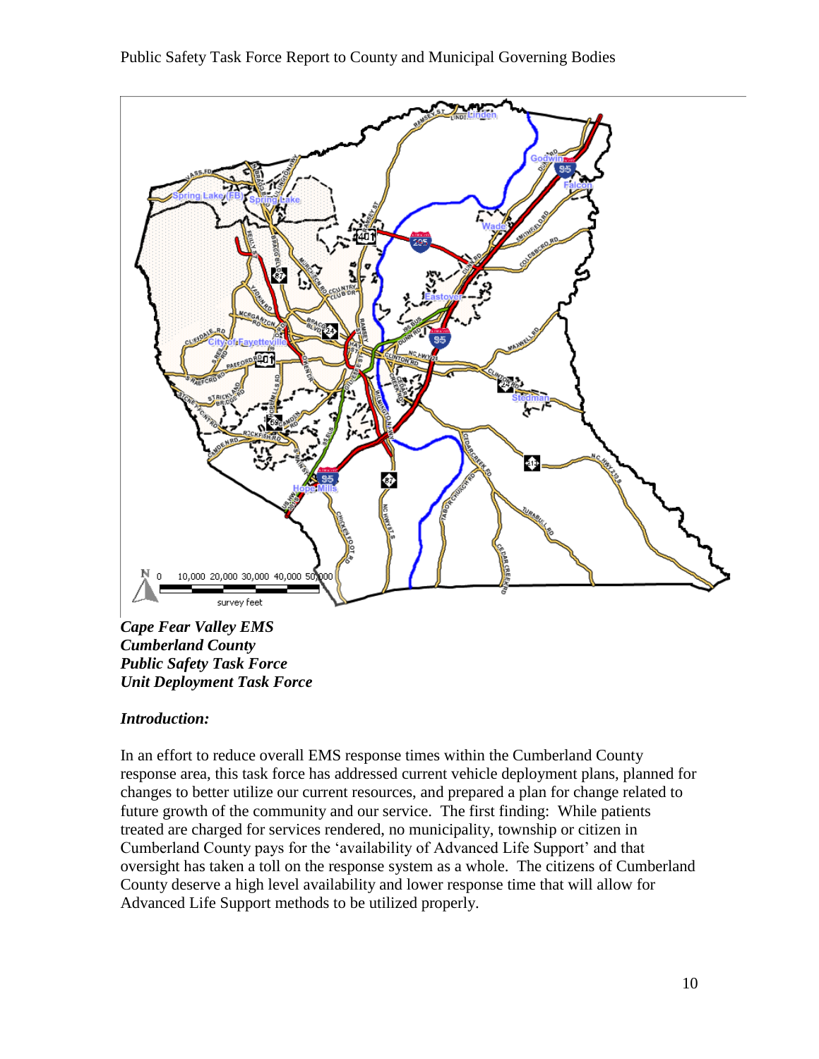***Cape Fear Valley EMS***
***Cumberland County***
***Public Safety Task Force***
***Unit Deployment Task Force***

***Introduction:***

In an effort to reduce overall EMS response times within the Cumberland County response area, this task force has addressed current vehicle deployment plans, planned for changes to better utilize our current resources, and prepared a plan for change related to future growth of the community and our service. The first finding: While patients treated are charged for services rendered, no municipality, township or citizen in Cumberland County pays for the 'availability of Advanced Life Support' and that oversight has taken a toll on the response system as a whole. The citizens of Cumberland County deserve a high level availability and lower response time that will allow for Advanced Life Support methods to be utilized properly.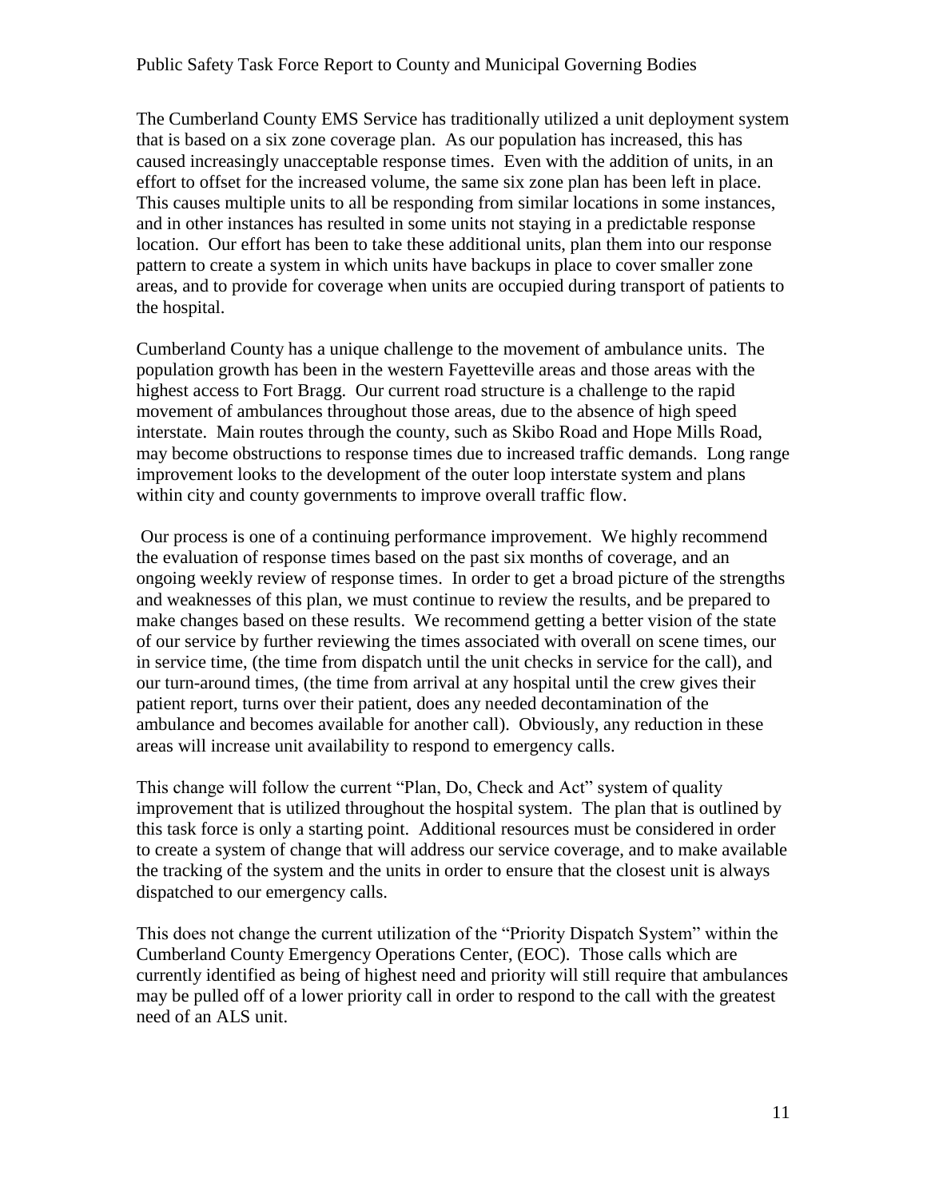The Cumberland County EMS Service has traditionally utilized a unit deployment system that is based on a six zone coverage plan. As our population has increased, this has caused increasingly unacceptable response times. Even with the addition of units, in an effort to offset for the increased volume, the same six zone plan has been left in place. This causes multiple units to all be responding from similar locations in some instances, and in other instances has resulted in some units not staying in a predictable response location. Our effort has been to take these additional units, plan them into our response pattern to create a system in which units have backups in place to cover smaller zone areas, and to provide for coverage when units are occupied during transport of patients to the hospital.

Cumberland County has a unique challenge to the movement of ambulance units. The population growth has been in the western Fayetteville areas and those areas with the highest access to Fort Bragg. Our current road structure is a challenge to the rapid movement of ambulances throughout those areas, due to the absence of high speed interstate. Main routes through the county, such as Skibo Road and Hope Mills Road, may become obstructions to response times due to increased traffic demands. Long range improvement looks to the development of the outer loop interstate system and plans within city and county governments to improve overall traffic flow.

Our process is one of a continuing performance improvement. We highly recommend the evaluation of response times based on the past six months of coverage, and an ongoing weekly review of response times. In order to get a broad picture of the strengths and weaknesses of this plan, we must continue to review the results, and be prepared to make changes based on these results. We recommend getting a better vision of the state of our service by further reviewing the times associated with overall on scene times, our in service time, (the time from dispatch until the unit checks in service for the call), and our turn-around times, (the time from arrival at any hospital until the crew gives their patient report, turns over their patient, does any needed decontamination of the ambulance and becomes available for another call). Obviously, any reduction in these areas will increase unit availability to respond to emergency calls.

This change will follow the current "Plan, Do, Check and Act" system of quality improvement that is utilized throughout the hospital system. The plan that is outlined by this task force is only a starting point. Additional resources must be considered in order to create a system of change that will address our service coverage, and to make available the tracking of the system and the units in order to ensure that the closest unit is always dispatched to our emergency calls.

This does not change the current utilization of the "Priority Dispatch System" within the Cumberland County Emergency Operations Center, (EOC). Those calls which are currently identified as being of highest need and priority will still require that ambulances may be pulled off of a lower priority call in order to respond to the call with the greatest need of an ALS unit.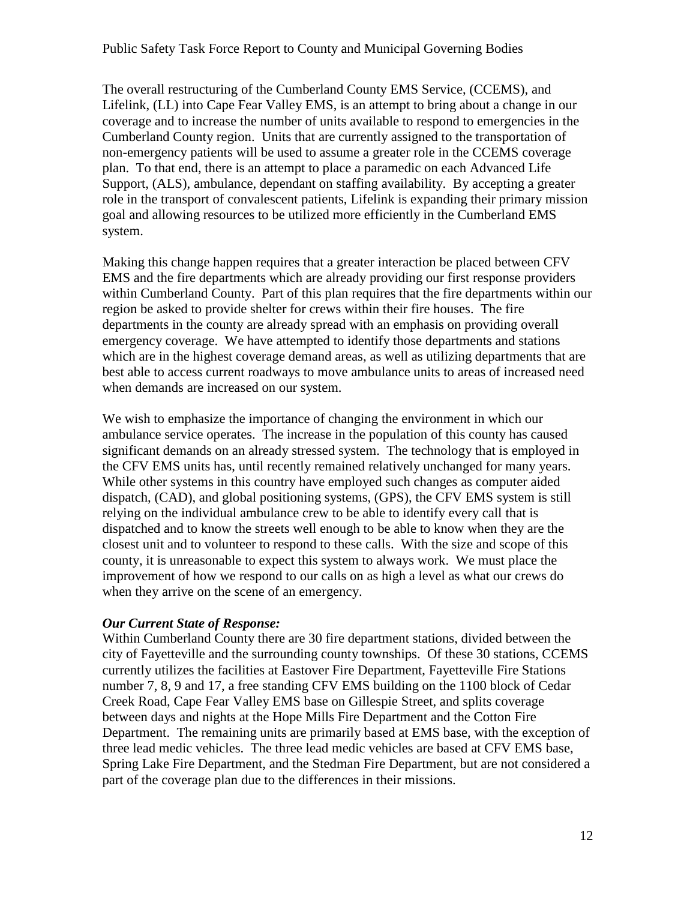The overall restructuring of the Cumberland County EMS Service, (CCEMS), and Lifelink, (LL) into Cape Fear Valley EMS, is an attempt to bring about a change in our coverage and to increase the number of units available to respond to emergencies in the Cumberland County region. Units that are currently assigned to the transportation of non-emergency patients will be used to assume a greater role in the CCEMS coverage plan. To that end, there is an attempt to place a paramedic on each Advanced Life Support, (ALS), ambulance, dependant on staffing availability. By accepting a greater role in the transport of convalescent patients, Lifelink is expanding their primary mission goal and allowing resources to be utilized more efficiently in the Cumberland EMS system.

Making this change happen requires that a greater interaction be placed between CFV EMS and the fire departments which are already providing our first response providers within Cumberland County. Part of this plan requires that the fire departments within our region be asked to provide shelter for crews within their fire houses. The fire departments in the county are already spread with an emphasis on providing overall emergency coverage. We have attempted to identify those departments and stations which are in the highest coverage demand areas, as well as utilizing departments that are best able to access current roadways to move ambulance units to areas of increased need when demands are increased on our system.

We wish to emphasize the importance of changing the environment in which our ambulance service operates. The increase in the population of this county has caused significant demands on an already stressed system. The technology that is employed in the CFV EMS units has, until recently remained relatively unchanged for many years. While other systems in this country have employed such changes as computer aided dispatch, (CAD), and global positioning systems, (GPS), the CFV EMS system is still relying on the individual ambulance crew to be able to identify every call that is dispatched and to know the streets well enough to be able to know when they are the closest unit and to volunteer to respond to these calls. With the size and scope of this county, it is unreasonable to expect this system to always work. We must place the improvement of how we respond to our calls on as high a level as what our crews do when they arrive on the scene of an emergency.

***Our Current State of Response:***

Within Cumberland County there are 30 fire department stations, divided between the city of Fayetteville and the surrounding county townships. Of these 30 stations, CCEMS currently utilizes the facilities at Eastover Fire Department, Fayetteville Fire Stations number 7, 8, 9 and 17, a free standing CFV EMS building on the 1100 block of Cedar Creek Road, Cape Fear Valley EMS base on Gillespie Street, and splits coverage between days and nights at the Hope Mills Fire Department and the Cotton Fire Department. The remaining units are primarily based at EMS base, with the exception of three lead medic vehicles. The three lead medic vehicles are based at CFV EMS base, Spring Lake Fire Department, and the Stedman Fire Department, but are not considered a part of the coverage plan due to the differences in their missions.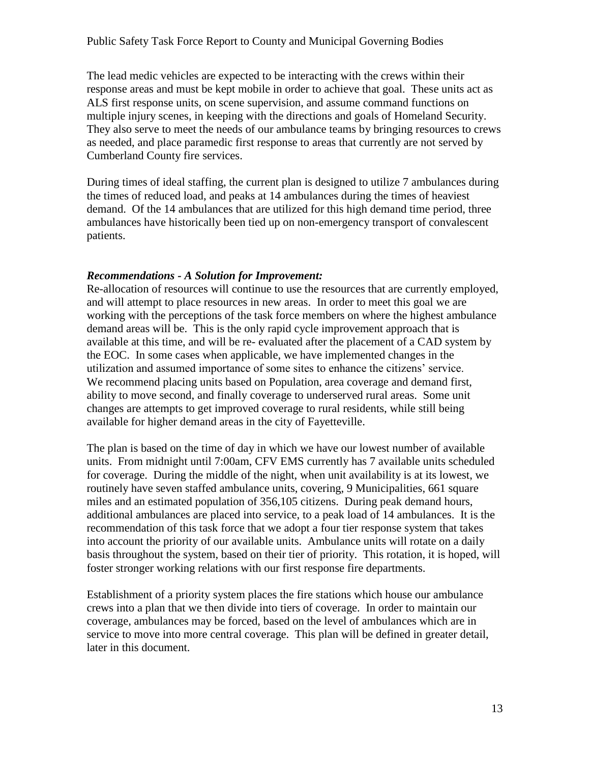The lead medic vehicles are expected to be interacting with the crews within their response areas and must be kept mobile in order to achieve that goal. These units act as ALS first response units, on scene supervision, and assume command functions on multiple injury scenes, in keeping with the directions and goals of Homeland Security. They also serve to meet the needs of our ambulance teams by bringing resources to crews as needed, and place paramedic first response to areas that currently are not served by Cumberland County fire services.

During times of ideal staffing, the current plan is designed to utilize 7 ambulances during the times of reduced load, and peaks at 14 ambulances during the times of heaviest demand. Of the 14 ambulances that are utilized for this high demand time period, three ambulances have historically been tied up on non-emergency transport of convalescent patients.

***Recommendations - A Solution for Improvement:***

Re-allocation of resources will continue to use the resources that are currently employed, and will attempt to place resources in new areas. In order to meet this goal we are working with the perceptions of the task force members on where the highest ambulance demand areas will be. This is the only rapid cycle improvement approach that is available at this time, and will be re- evaluated after the placement of a CAD system by the EOC. In some cases when applicable, we have implemented changes in the utilization and assumed importance of some sites to enhance the citizens' service. We recommend placing units based on Population, area coverage and demand first, ability to move second, and finally coverage to underserved rural areas. Some unit changes are attempts to get improved coverage to rural residents, while still being available for higher demand areas in the city of Fayetteville.

The plan is based on the time of day in which we have our lowest number of available units. From midnight until 7:00am, CFV EMS currently has 7 available units scheduled for coverage. During the middle of the night, when unit availability is at its lowest, we routinely have seven staffed ambulance units, covering, 9 Municipalities, 661 square miles and an estimated population of 356,105 citizens. During peak demand hours, additional ambulances are placed into service, to a peak load of 14 ambulances. It is the recommendation of this task force that we adopt a four tier response system that takes into account the priority of our available units. Ambulance units will rotate on a daily basis throughout the system, based on their tier of priority. This rotation, it is hoped, will foster stronger working relations with our first response fire departments.

Establishment of a priority system places the fire stations which house our ambulance crews into a plan that we then divide into tiers of coverage. In order to maintain our coverage, ambulances may be forced, based on the level of ambulances which are in service to move into more central coverage. This plan will be defined in greater detail, later in this document.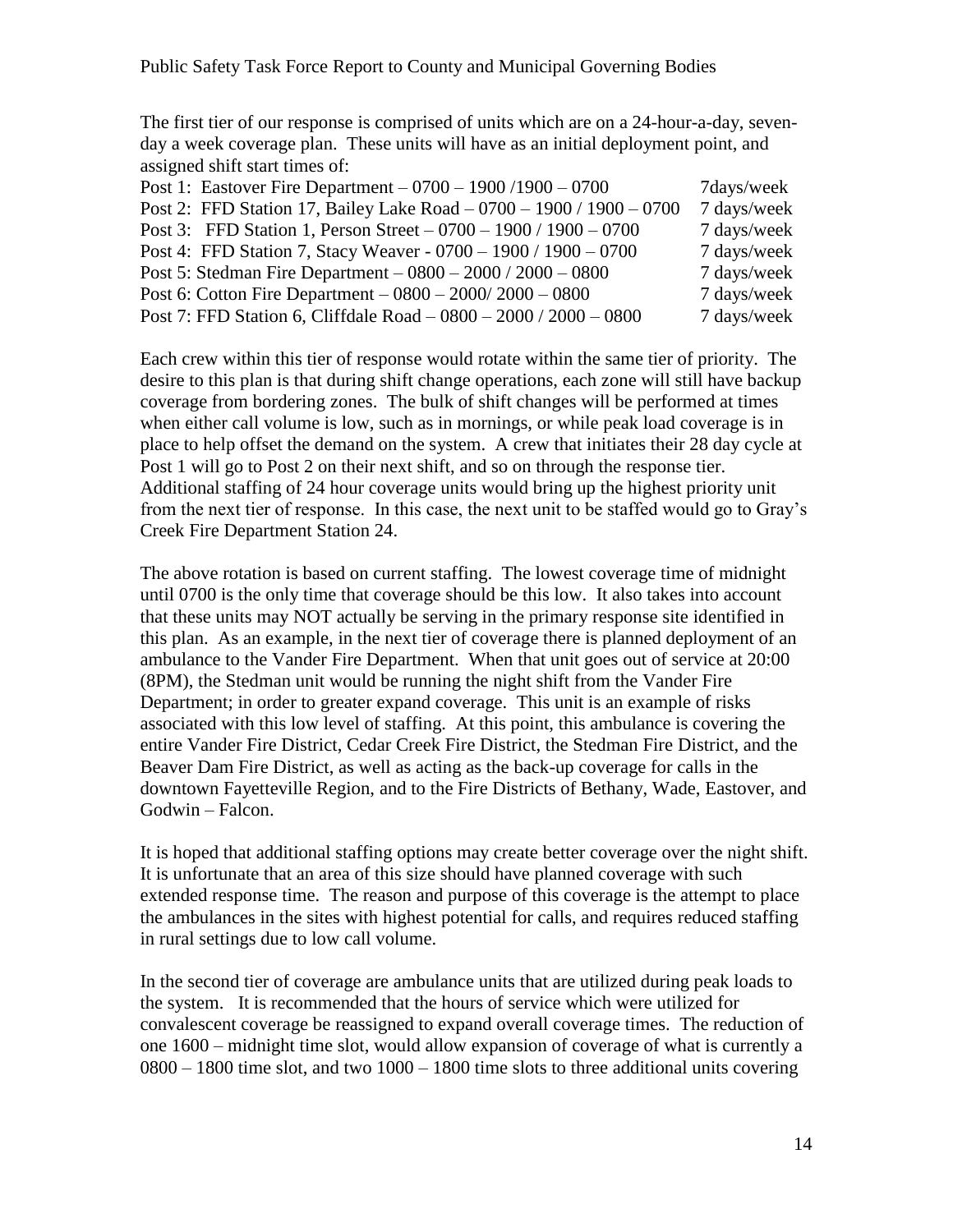The first tier of our response is comprised of units which are on a 24-hour-a-day, seven-day a week coverage plan. These units will have as an initial deployment point, and assigned shift start times of:

| | |
|---|---|
| Post 1: Eastover Fire Department – 0700 – 1900 /1900 – 0700 | 7days/week |
| Post 2: FFD Station 17, Bailey Lake Road – 0700 – 1900 / 1900 – 0700 | 7 days/week |
| Post 3: FFD Station 1, Person Street – 0700 – 1900 / 1900 – 0700 | 7 days/week |
| Post 4: FFD Station 7, Stacy Weaver - 0700 – 1900 / 1900 – 0700 | 7 days/week |
| Post 5: Stedman Fire Department – 0800 – 2000 / 2000 – 0800 | 7 days/week |
| Post 6: Cotton Fire Department – 0800 – 2000/ 2000 – 0800 | 7 days/week |
| Post 7: FFD Station 6, Cliffdale Road – 0800 – 2000 / 2000 – 0800 | 7 days/week |

Each crew within this tier of response would rotate within the same tier of priority. The desire to this plan is that during shift change operations, each zone will still have backup coverage from bordering zones. The bulk of shift changes will be performed at times when either call volume is low, such as in mornings, or while peak load coverage is in place to help offset the demand on the system. A crew that initiates their 28 day cycle at Post 1 will go to Post 2 on their next shift, and so on through the response tier. Additional staffing of 24 hour coverage units would bring up the highest priority unit from the next tier of response. In this case, the next unit to be staffed would go to Gray's Creek Fire Department Station 24.

The above rotation is based on current staffing. The lowest coverage time of midnight until 0700 is the only time that coverage should be this low. It also takes into account that these units may NOT actually be serving in the primary response site identified in this plan. As an example, in the next tier of coverage there is planned deployment of an ambulance to the Vander Fire Department. When that unit goes out of service at 20:00 (8PM), the Stedman unit would be running the night shift from the Vander Fire Department; in order to greater expand coverage. This unit is an example of risks associated with this low level of staffing. At this point, this ambulance is covering the entire Vander Fire District, Cedar Creek Fire District, the Stedman Fire District, and the Beaver Dam Fire District, as well as acting as the back-up coverage for calls in the downtown Fayetteville Region, and to the Fire Districts of Bethany, Wade, Eastover, and Godwin – Falcon.

It is hoped that additional staffing options may create better coverage over the night shift. It is unfortunate that an area of this size should have planned coverage with such extended response time. The reason and purpose of this coverage is the attempt to place the ambulances in the sites with highest potential for calls, and requires reduced staffing in rural settings due to low call volume.

In the second tier of coverage are ambulance units that are utilized during peak loads to the system. It is recommended that the hours of service which were utilized for convalescent coverage be reassigned to expand overall coverage times. The reduction of one 1600 – midnight time slot, would allow expansion of coverage of what is currently a 0800 – 1800 time slot, and two 1000 – 1800 time slots to three additional units covering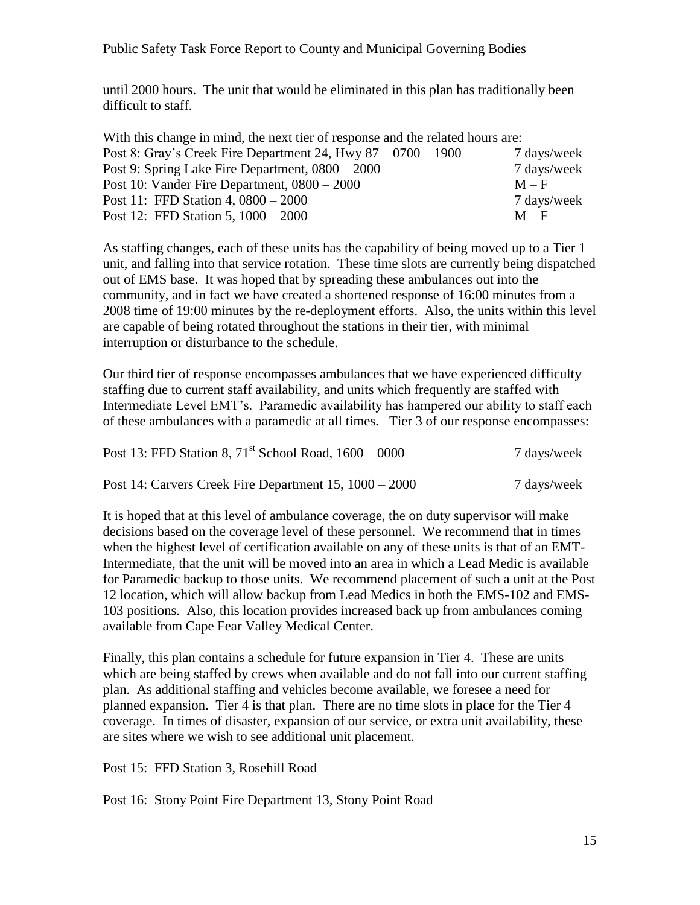until 2000 hours. The unit that would be eliminated in this plan has traditionally been difficult to staff.

With this change in mind, the next tier of response and the related hours are:

| | |
|---|---|
| Post 8: Gray's Creek Fire Department 24, Hwy 87 – 0700 – 1900 | 7 days/week |
| Post 9: Spring Lake Fire Department, 0800 – 2000 | 7 days/week |
| Post 10: Vander Fire Department, 0800 – 2000 | M – F |
| Post 11: FFD Station 4, 0800 – 2000 | 7 days/week |
| Post 12: FFD Station 5, 1000 – 2000 | M – F |

As staffing changes, each of these units has the capability of being moved up to a Tier 1 unit, and falling into that service rotation. These time slots are currently being dispatched out of EMS base. It was hoped that by spreading these ambulances out into the community, and in fact we have created a shortened response of 16:00 minutes from a 2008 time of 19:00 minutes by the re-deployment efforts. Also, the units within this level are capable of being rotated throughout the stations in their tier, with minimal interruption or disturbance to the schedule.

Our third tier of response encompasses ambulances that we have experienced difficulty staffing due to current staff availability, and units which frequently are staffed with Intermediate Level EMT's. Paramedic availability has hampered our ability to staff each of these ambulances with a paramedic at all times. Tier 3 of our response encompasses:

| | |
|---|---|
| Post 13: FFD Station 8, 71st School Road, 1600 – 0000 | 7 days/week |
| Post 14: Carvers Creek Fire Department 15, 1000 – 2000 | 7 days/week |

It is hoped that at this level of ambulance coverage, the on duty supervisor will make decisions based on the coverage level of these personnel. We recommend that in times when the highest level of certification available on any of these units is that of an EMT-Intermediate, that the unit will be moved into an area in which a Lead Medic is available for Paramedic backup to those units. We recommend placement of such a unit at the Post 12 location, which will allow backup from Lead Medics in both the EMS-102 and EMS-103 positions. Also, this location provides increased back up from ambulances coming available from Cape Fear Valley Medical Center.

Finally, this plan contains a schedule for future expansion in Tier 4. These are units which are being staffed by crews when available and do not fall into our current staffing plan. As additional staffing and vehicles become available, we foresee a need for planned expansion. Tier 4 is that plan. There are no time slots in place for the Tier 4 coverage. In times of disaster, expansion of our service, or extra unit availability, these are sites where we wish to see additional unit placement.

Post 15: FFD Station 3, Rosehill Road

Post 16: Stony Point Fire Department 13, Stony Point Road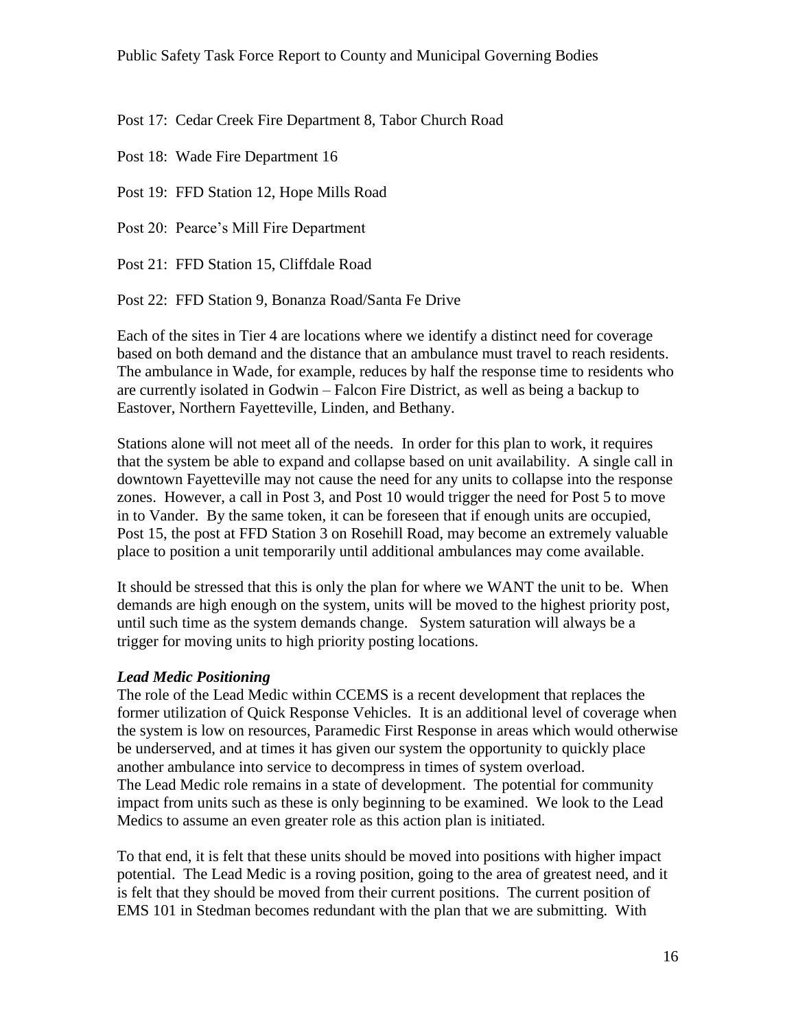Post 17: Cedar Creek Fire Department 8, Tabor Church Road

Post 18: Wade Fire Department 16

Post 19: FFD Station 12, Hope Mills Road

Post 20: Pearce's Mill Fire Department

Post 21: FFD Station 15, Cliffdale Road

Post 22: FFD Station 9, Bonanza Road/Santa Fe Drive

Each of the sites in Tier 4 are locations where we identify a distinct need for coverage based on both demand and the distance that an ambulance must travel to reach residents. The ambulance in Wade, for example, reduces by half the response time to residents who are currently isolated in Godwin – Falcon Fire District, as well as being a backup to Eastover, Northern Fayetteville, Linden, and Bethany.

Stations alone will not meet all of the needs. In order for this plan to work, it requires that the system be able to expand and collapse based on unit availability. A single call in downtown Fayetteville may not cause the need for any units to collapse into the response zones. However, a call in Post 3, and Post 10 would trigger the need for Post 5 to move in to Vander. By the same token, it can be foreseen that if enough units are occupied, Post 15, the post at FFD Station 3 on Rosehill Road, may become an extremely valuable place to position a unit temporarily until additional ambulances may come available.

It should be stressed that this is only the plan for where we WANT the unit to be. When demands are high enough on the system, units will be moved to the highest priority post, until such time as the system demands change. System saturation will always be a trigger for moving units to high priority posting locations.

***Lead Medic Positioning***

The role of the Lead Medic within CCEMS is a recent development that replaces the former utilization of Quick Response Vehicles. It is an additional level of coverage when the system is low on resources, Paramedic First Response in areas which would otherwise be underserved, and at times it has given our system the opportunity to quickly place another ambulance into service to decompress in times of system overload.
The Lead Medic role remains in a state of development. The potential for community impact from units such as these is only beginning to be examined. We look to the Lead Medics to assume an even greater role as this action plan is initiated.

To that end, it is felt that these units should be moved into positions with higher impact potential. The Lead Medic is a roving position, going to the area of greatest need, and it is felt that they should be moved from their current positions. The current position of EMS 101 in Stedman becomes redundant with the plan that we are submitting. With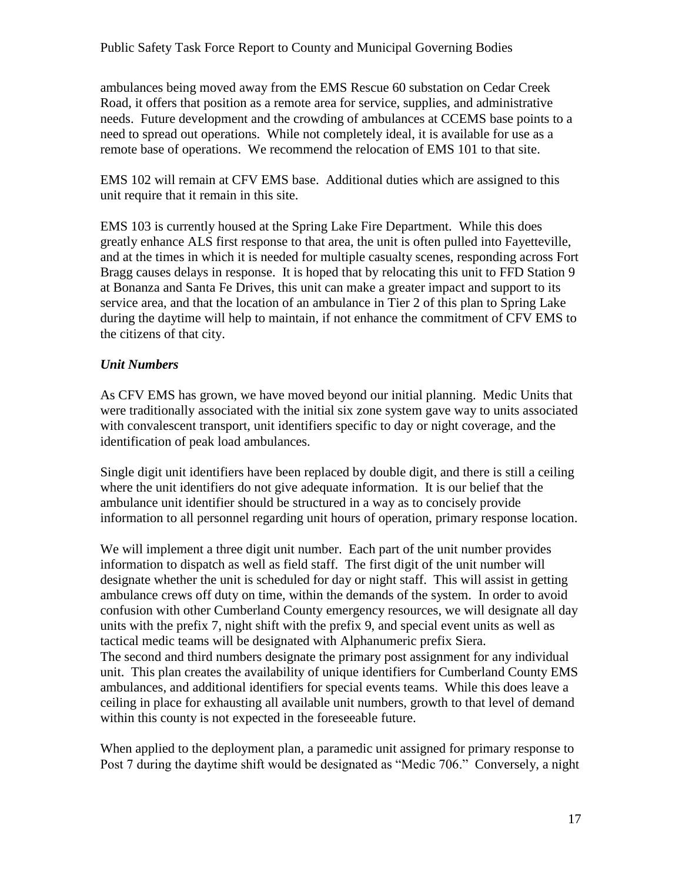ambulances being moved away from the EMS Rescue 60 substation on Cedar Creek Road, it offers that position as a remote area for service, supplies, and administrative needs. Future development and the crowding of ambulances at CCEMS base points to a need to spread out operations. While not completely ideal, it is available for use as a remote base of operations. We recommend the relocation of EMS 101 to that site.

EMS 102 will remain at CFV EMS base. Additional duties which are assigned to this unit require that it remain in this site.

EMS 103 is currently housed at the Spring Lake Fire Department. While this does greatly enhance ALS first response to that area, the unit is often pulled into Fayetteville, and at the times in which it is needed for multiple casualty scenes, responding across Fort Bragg causes delays in response. It is hoped that by relocating this unit to FFD Station 9 at Bonanza and Santa Fe Drives, this unit can make a greater impact and support to its service area, and that the location of an ambulance in Tier 2 of this plan to Spring Lake during the daytime will help to maintain, if not enhance the commitment of CFV EMS to the citizens of that city.

### *Unit Numbers*

As CFV EMS has grown, we have moved beyond our initial planning. Medic Units that were traditionally associated with the initial six zone system gave way to units associated with convalescent transport, unit identifiers specific to day or night coverage, and the identification of peak load ambulances.

Single digit unit identifiers have been replaced by double digit, and there is still a ceiling where the unit identifiers do not give adequate information. It is our belief that the ambulance unit identifier should be structured in a way as to concisely provide information to all personnel regarding unit hours of operation, primary response location.

We will implement a three digit unit number. Each part of the unit number provides information to dispatch as well as field staff. The first digit of the unit number will designate whether the unit is scheduled for day or night staff. This will assist in getting ambulance crews off duty on time, within the demands of the system. In order to avoid confusion with other Cumberland County emergency resources, we will designate all day units with the prefix 7, night shift with the prefix 9, and special event units as well as tactical medic teams will be designated with Alphanumeric prefix Siera.
The second and third numbers designate the primary post assignment for any individual unit. This plan creates the availability of unique identifiers for Cumberland County EMS ambulances, and additional identifiers for special events teams. While this does leave a ceiling in place for exhausting all available unit numbers, growth to that level of demand within this county is not expected in the foreseeable future.

When applied to the deployment plan, a paramedic unit assigned for primary response to Post 7 during the daytime shift would be designated as "Medic 706." Conversely, a night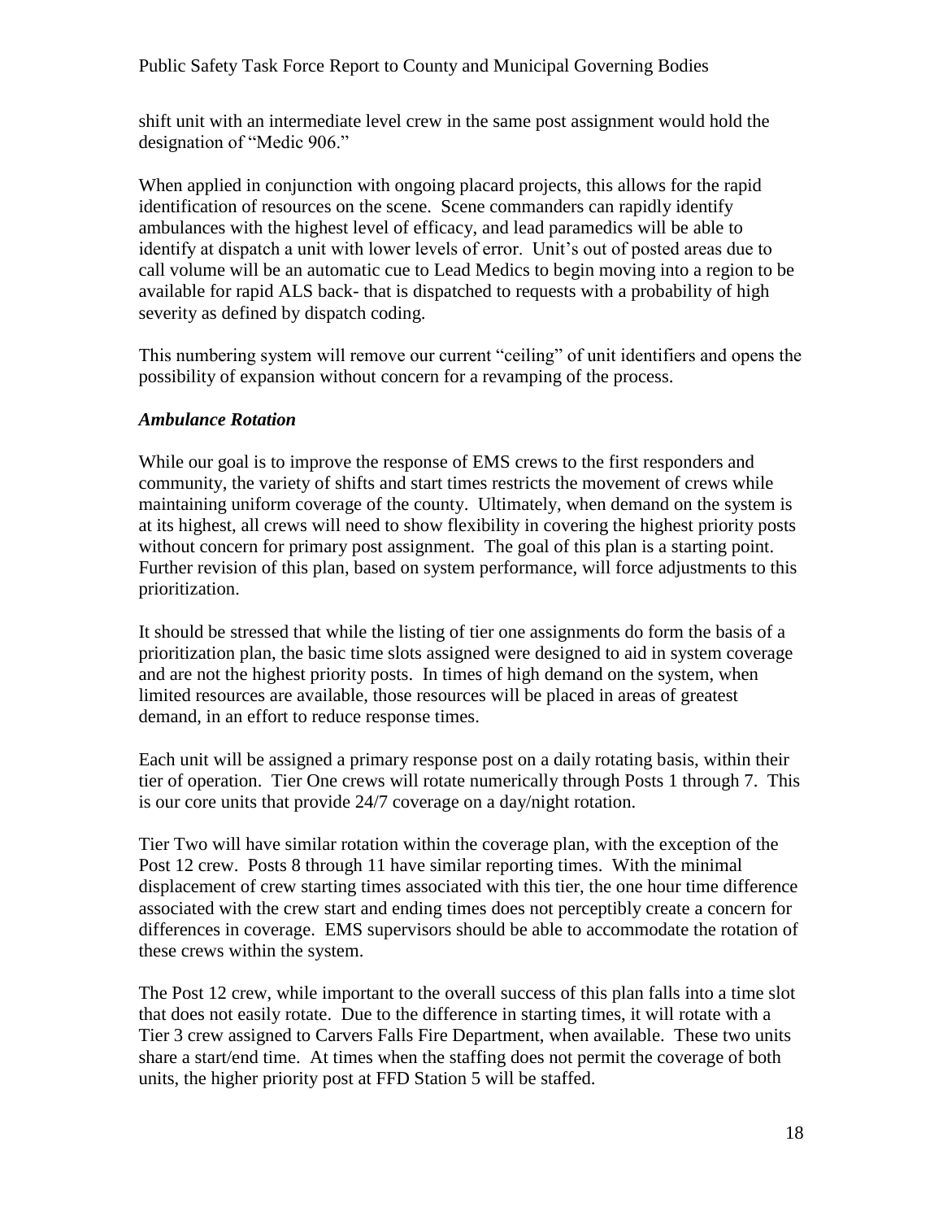shift unit with an intermediate level crew in the same post assignment would hold the designation of "Medic 906."

When applied in conjunction with ongoing placard projects, this allows for the rapid identification of resources on the scene. Scene commanders can rapidly identify ambulances with the highest level of efficacy, and lead paramedics will be able to identify at dispatch a unit with lower levels of error. Unit's out of posted areas due to call volume will be an automatic cue to Lead Medics to begin moving into a region to be available for rapid ALS back- that is dispatched to requests with a probability of high severity as defined by dispatch coding.

This numbering system will remove our current "ceiling" of unit identifiers and opens the possibility of expansion without concern for a revamping of the process.

### *Ambulance Rotation*

While our goal is to improve the response of EMS crews to the first responders and community, the variety of shifts and start times restricts the movement of crews while maintaining uniform coverage of the county. Ultimately, when demand on the system is at its highest, all crews will need to show flexibility in covering the highest priority posts without concern for primary post assignment. The goal of this plan is a starting point. Further revision of this plan, based on system performance, will force adjustments to this prioritization.

It should be stressed that while the listing of tier one assignments do form the basis of a prioritization plan, the basic time slots assigned were designed to aid in system coverage and are not the highest priority posts. In times of high demand on the system, when limited resources are available, those resources will be placed in areas of greatest demand, in an effort to reduce response times.

Each unit will be assigned a primary response post on a daily rotating basis, within their tier of operation. Tier One crews will rotate numerically through Posts 1 through 7. This is our core units that provide 24/7 coverage on a day/night rotation.

Tier Two will have similar rotation within the coverage plan, with the exception of the Post 12 crew. Posts 8 through 11 have similar reporting times. With the minimal displacement of crew starting times associated with this tier, the one hour time difference associated with the crew start and ending times does not perceptibly create a concern for differences in coverage. EMS supervisors should be able to accommodate the rotation of these crews within the system.

The Post 12 crew, while important to the overall success of this plan falls into a time slot that does not easily rotate. Due to the difference in starting times, it will rotate with a Tier 3 crew assigned to Carvers Falls Fire Department, when available. These two units share a start/end time. At times when the staffing does not permit the coverage of both units, the higher priority post at FFD Station 5 will be staffed.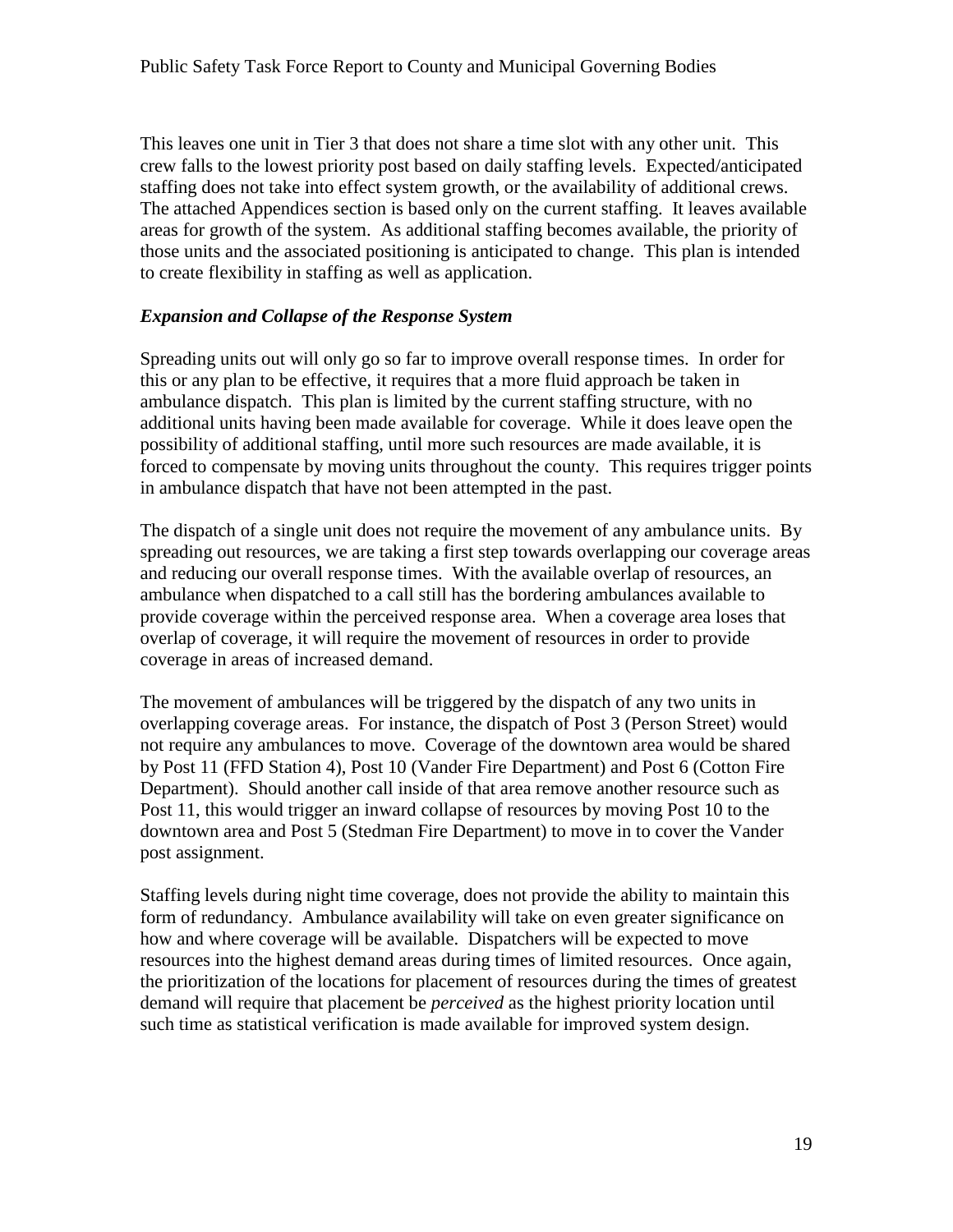This leaves one unit in Tier 3 that does not share a time slot with any other unit. This crew falls to the lowest priority post based on daily staffing levels. Expected/anticipated staffing does not take into effect system growth, or the availability of additional crews. The attached Appendices section is based only on the current staffing. It leaves available areas for growth of the system. As additional staffing becomes available, the priority of those units and the associated positioning is anticipated to change. This plan is intended to create flexibility in staffing as well as application.

### *Expansion and Collapse of the Response System*

Spreading units out will only go so far to improve overall response times. In order for this or any plan to be effective, it requires that a more fluid approach be taken in ambulance dispatch. This plan is limited by the current staffing structure, with no additional units having been made available for coverage. While it does leave open the possibility of additional staffing, until more such resources are made available, it is forced to compensate by moving units throughout the county. This requires trigger points in ambulance dispatch that have not been attempted in the past.

The dispatch of a single unit does not require the movement of any ambulance units. By spreading out resources, we are taking a first step towards overlapping our coverage areas and reducing our overall response times. With the available overlap of resources, an ambulance when dispatched to a call still has the bordering ambulances available to provide coverage within the perceived response area. When a coverage area loses that overlap of coverage, it will require the movement of resources in order to provide coverage in areas of increased demand.

The movement of ambulances will be triggered by the dispatch of any two units in overlapping coverage areas. For instance, the dispatch of Post 3 (Person Street) would not require any ambulances to move. Coverage of the downtown area would be shared by Post 11 (FFD Station 4), Post 10 (Vander Fire Department) and Post 6 (Cotton Fire Department). Should another call inside of that area remove another resource such as Post 11, this would trigger an inward collapse of resources by moving Post 10 to the downtown area and Post 5 (Stedman Fire Department) to move in to cover the Vander post assignment.

Staffing levels during night time coverage, does not provide the ability to maintain this form of redundancy. Ambulance availability will take on even greater significance on how and where coverage will be available. Dispatchers will be expected to move resources into the highest demand areas during times of limited resources. Once again, the prioritization of the locations for placement of resources during the times of greatest demand will require that placement be *perceived* as the highest priority location until such time as statistical verification is made available for improved system design.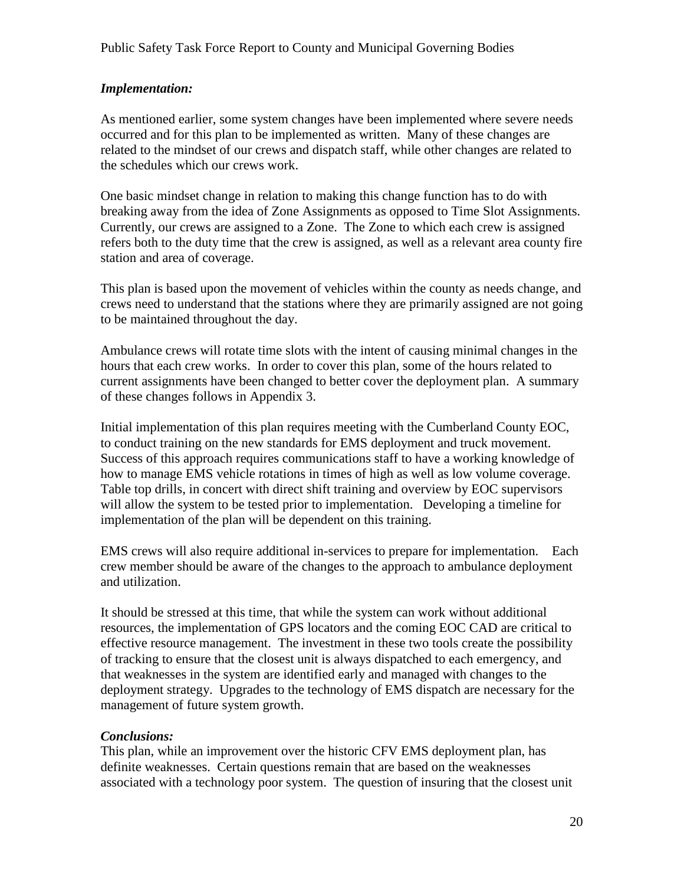***Implementation:***

As mentioned earlier, some system changes have been implemented where severe needs occurred and for this plan to be implemented as written. Many of these changes are related to the mindset of our crews and dispatch staff, while other changes are related to the schedules which our crews work.

One basic mindset change in relation to making this change function has to do with breaking away from the idea of Zone Assignments as opposed to Time Slot Assignments. Currently, our crews are assigned to a Zone. The Zone to which each crew is assigned refers both to the duty time that the crew is assigned, as well as a relevant area county fire station and area of coverage.

This plan is based upon the movement of vehicles within the county as needs change, and crews need to understand that the stations where they are primarily assigned are not going to be maintained throughout the day.

Ambulance crews will rotate time slots with the intent of causing minimal changes in the hours that each crew works. In order to cover this plan, some of the hours related to current assignments have been changed to better cover the deployment plan. A summary of these changes follows in Appendix 3.

Initial implementation of this plan requires meeting with the Cumberland County EOC, to conduct training on the new standards for EMS deployment and truck movement. Success of this approach requires communications staff to have a working knowledge of how to manage EMS vehicle rotations in times of high as well as low volume coverage. Table top drills, in concert with direct shift training and overview by EOC supervisors will allow the system to be tested prior to implementation. Developing a timeline for implementation of the plan will be dependent on this training.

EMS crews will also require additional in-services to prepare for implementation. Each crew member should be aware of the changes to the approach to ambulance deployment and utilization.

It should be stressed at this time, that while the system can work without additional resources, the implementation of GPS locators and the coming EOC CAD are critical to effective resource management. The investment in these two tools create the possibility of tracking to ensure that the closest unit is always dispatched to each emergency, and that weaknesses in the system are identified early and managed with changes to the deployment strategy. Upgrades to the technology of EMS dispatch are necessary for the management of future system growth.

***Conclusions:***

This plan, while an improvement over the historic CFV EMS deployment plan, has definite weaknesses. Certain questions remain that are based on the weaknesses associated with a technology poor system. The question of insuring that the closest unit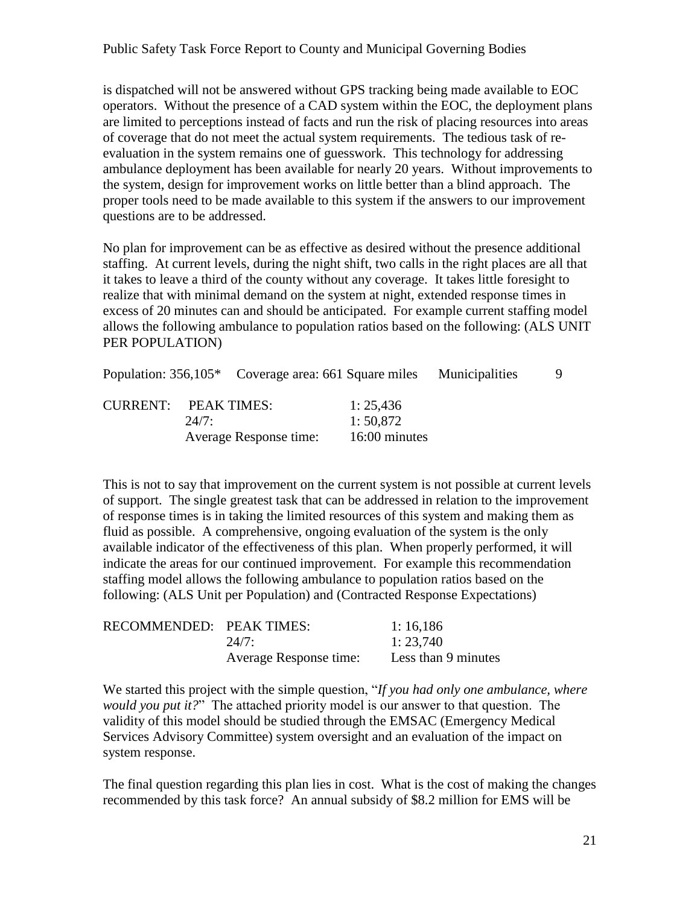is dispatched will not be answered without GPS tracking being made available to EOC operators. Without the presence of a CAD system within the EOC, the deployment plans are limited to perceptions instead of facts and run the risk of placing resources into areas of coverage that do not meet the actual system requirements. The tedious task of re-evaluation in the system remains one of guesswork. This technology for addressing ambulance deployment has been available for nearly 20 years. Without improvements to the system, design for improvement works on little better than a blind approach. The proper tools need to be made available to this system if the answers to our improvement questions are to be addressed.

No plan for improvement can be as effective as desired without the presence additional staffing. At current levels, during the night shift, two calls in the right places are all that it takes to leave a third of the county without any coverage. It takes little foresight to realize that with minimal demand on the system at night, extended response times in excess of 20 minutes can and should be anticipated. For example current staffing model allows the following ambulance to population ratios based on the following: (ALS UNIT PER POPULATION)

Population: 356,105* Coverage area: 661 Square miles Municipalities 9

| | | |
|---|---|---|
| CURRENT: | PEAK TIMES: | 1: 25,436 |
| | 24/7: | 1: 50,872 |
| | Average Response time: | 16:00 minutes |

This is not to say that improvement on the current system is not possible at current levels of support. The single greatest task that can be addressed in relation to the improvement of response times is in taking the limited resources of this system and making them as fluid as possible. A comprehensive, ongoing evaluation of the system is the only available indicator of the effectiveness of this plan. When properly performed, it will indicate the areas for our continued improvement. For example this recommendation staffing model allows the following ambulance to population ratios based on the following: (ALS Unit per Population) and (Contracted Response Expectations)

| | | |
|---|---|---|
| RECOMMENDED: | PEAK TIMES: | 1: 16,186 |
| | 24/7: | 1: 23,740 |
| | Average Response time: | Less than 9 minutes |

We started this project with the simple question, "*If you had only one ambulance, where would you put it?*" The attached priority model is our answer to that question. The validity of this model should be studied through the EMSAC (Emergency Medical Services Advisory Committee) system oversight and an evaluation of the impact on system response.

The final question regarding this plan lies in cost. What is the cost of making the changes recommended by this task force? An annual subsidy of $8.2 million for EMS will be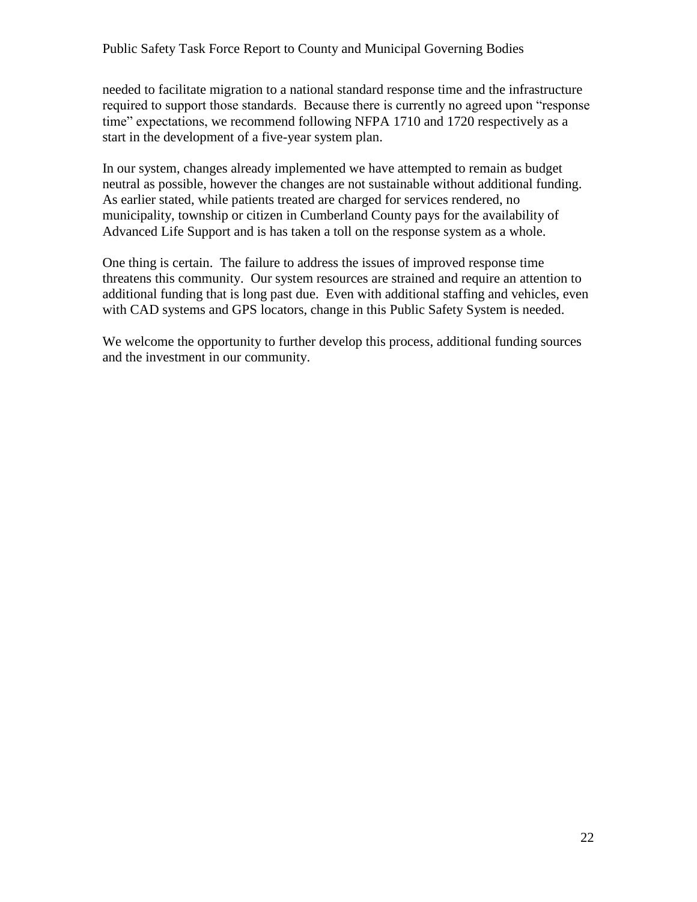needed to facilitate migration to a national standard response time and the infrastructure required to support those standards. Because there is currently no agreed upon "response time" expectations, we recommend following NFPA 1710 and 1720 respectively as a start in the development of a five-year system plan.

In our system, changes already implemented we have attempted to remain as budget neutral as possible, however the changes are not sustainable without additional funding. As earlier stated, while patients treated are charged for services rendered, no municipality, township or citizen in Cumberland County pays for the availability of Advanced Life Support and is has taken a toll on the response system as a whole.

One thing is certain. The failure to address the issues of improved response time threatens this community. Our system resources are strained and require an attention to additional funding that is long past due. Even with additional staffing and vehicles, even with CAD systems and GPS locators, change in this Public Safety System is needed.

We welcome the opportunity to further develop this process, additional funding sources and the investment in our community.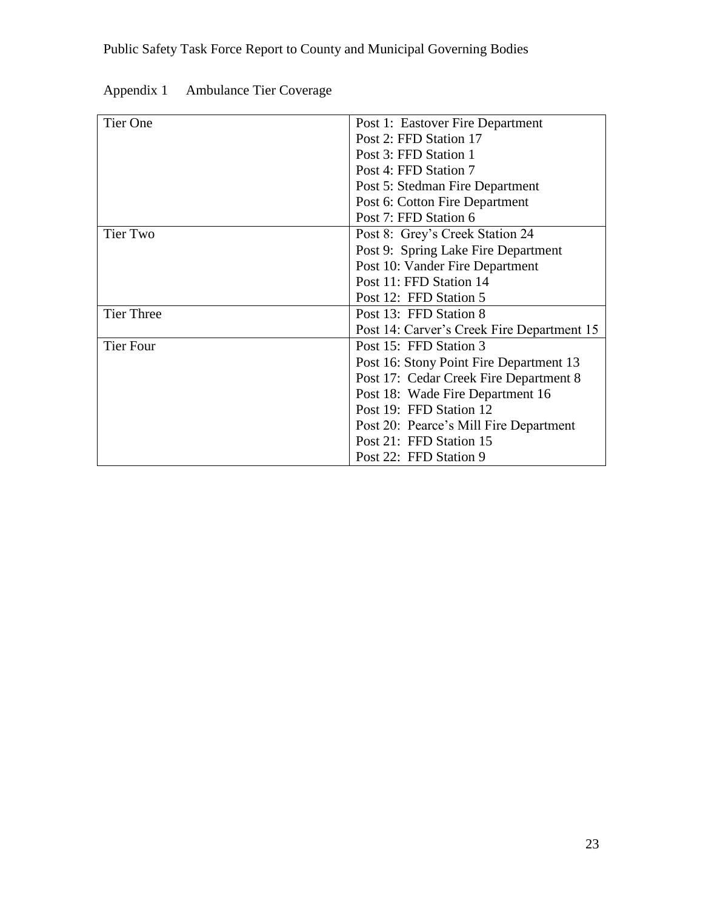## Appendix 1 Ambulance Tier Coverage

| Tier | Posts |
|---|---|
| Tier One | Post 1: Eastover Fire Department<br>Post 2: FFD Station 17<br>Post 3: FFD Station 1<br>Post 4: FFD Station 7<br>Post 5: Stedman Fire Department<br>Post 6: Cotton Fire Department<br>Post 7: FFD Station 6 |
| Tier Two | Post 8: Grey's Creek Station 24<br>Post 9: Spring Lake Fire Department<br>Post 10: Vander Fire Department<br>Post 11: FFD Station 14<br>Post 12: FFD Station 5 |
| Tier Three | Post 13: FFD Station 8<br>Post 14: Carver's Creek Fire Department 15 |
| Tier Four | Post 15: FFD Station 3<br>Post 16: Stony Point Fire Department 13<br>Post 17: Cedar Creek Fire Department 8<br>Post 18: Wade Fire Department 16<br>Post 19: FFD Station 12<br>Post 20: Pearce's Mill Fire Department<br>Post 21: FFD Station 15<br>Post 22: FFD Station 9 |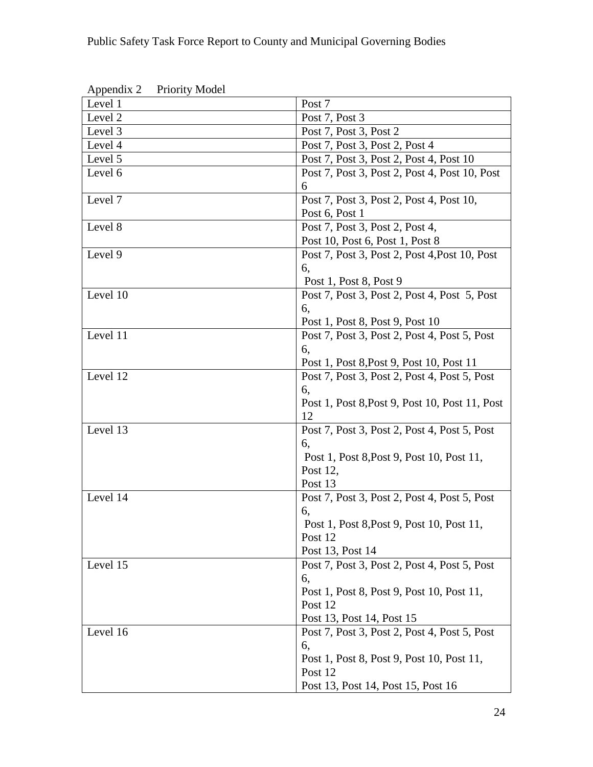Appendix 2 Priority Model

| Level 1 | Post 7 |
|---|---|
| Level 2 | Post 7, Post 3 |
| Level 3 | Post 7, Post 3, Post 2 |
| Level 4 | Post 7, Post 3, Post 2, Post 4 |
| Level 5 | Post 7, Post 3, Post 2, Post 4, Post 10 |
| Level 6 | Post 7, Post 3, Post 2, Post 4, Post 10, Post 6 |
| Level 7 | Post 7, Post 3, Post 2, Post 4, Post 10, Post 6, Post 1 |
| Level 8 | Post 7, Post 3, Post 2, Post 4, Post 10, Post 6, Post 1, Post 8 |
| Level 9 | Post 7, Post 3, Post 2, Post 4,Post 10, Post 6, Post 1, Post 8, Post 9 |
| Level 10 | Post 7, Post 3, Post 2, Post 4, Post 5, Post 6, Post 1, Post 8, Post 9, Post 10 |
| Level 11 | Post 7, Post 3, Post 2, Post 4, Post 5, Post 6, Post 1, Post 8,Post 9, Post 10, Post 11 |
| Level 12 | Post 7, Post 3, Post 2, Post 4, Post 5, Post 6, Post 1, Post 8,Post 9, Post 10, Post 11, Post 12 |
| Level 13 | Post 7, Post 3, Post 2, Post 4, Post 5, Post 6, Post 1, Post 8,Post 9, Post 10, Post 11, Post 12, Post 13 |
| Level 14 | Post 7, Post 3, Post 2, Post 4, Post 5, Post 6, Post 1, Post 8,Post 9, Post 10, Post 11, Post 12 Post 13, Post 14 |
| Level 15 | Post 7, Post 3, Post 2, Post 4, Post 5, Post 6, Post 1, Post 8, Post 9, Post 10, Post 11, Post 12 Post 13, Post 14, Post 15 |
| Level 16 | Post 7, Post 3, Post 2, Post 4, Post 5, Post 6, Post 1, Post 8, Post 9, Post 10, Post 11, Post 12 Post 13, Post 14, Post 15, Post 16 |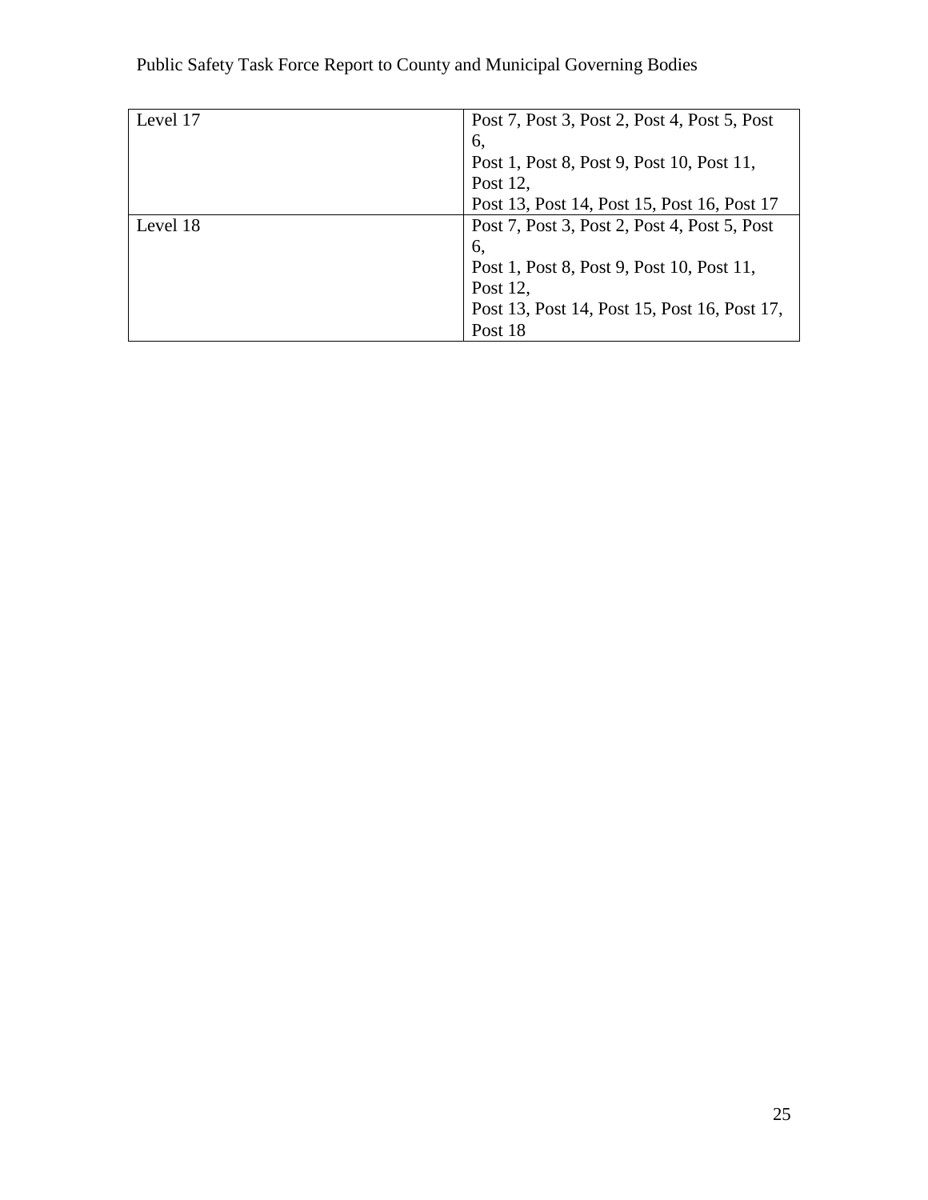| Level 17 | Post 7, Post 3, Post 2, Post 4, Post 5, Post 6, Post 1, Post 8, Post 9, Post 10, Post 11, Post 12, Post 13, Post 14, Post 15, Post 16, Post 17 |
|---|---|
| Level 18 | Post 7, Post 3, Post 2, Post 4, Post 5, Post 6, Post 1, Post 8, Post 9, Post 10, Post 11, Post 12, Post 13, Post 14, Post 15, Post 16, Post 17, Post 18 |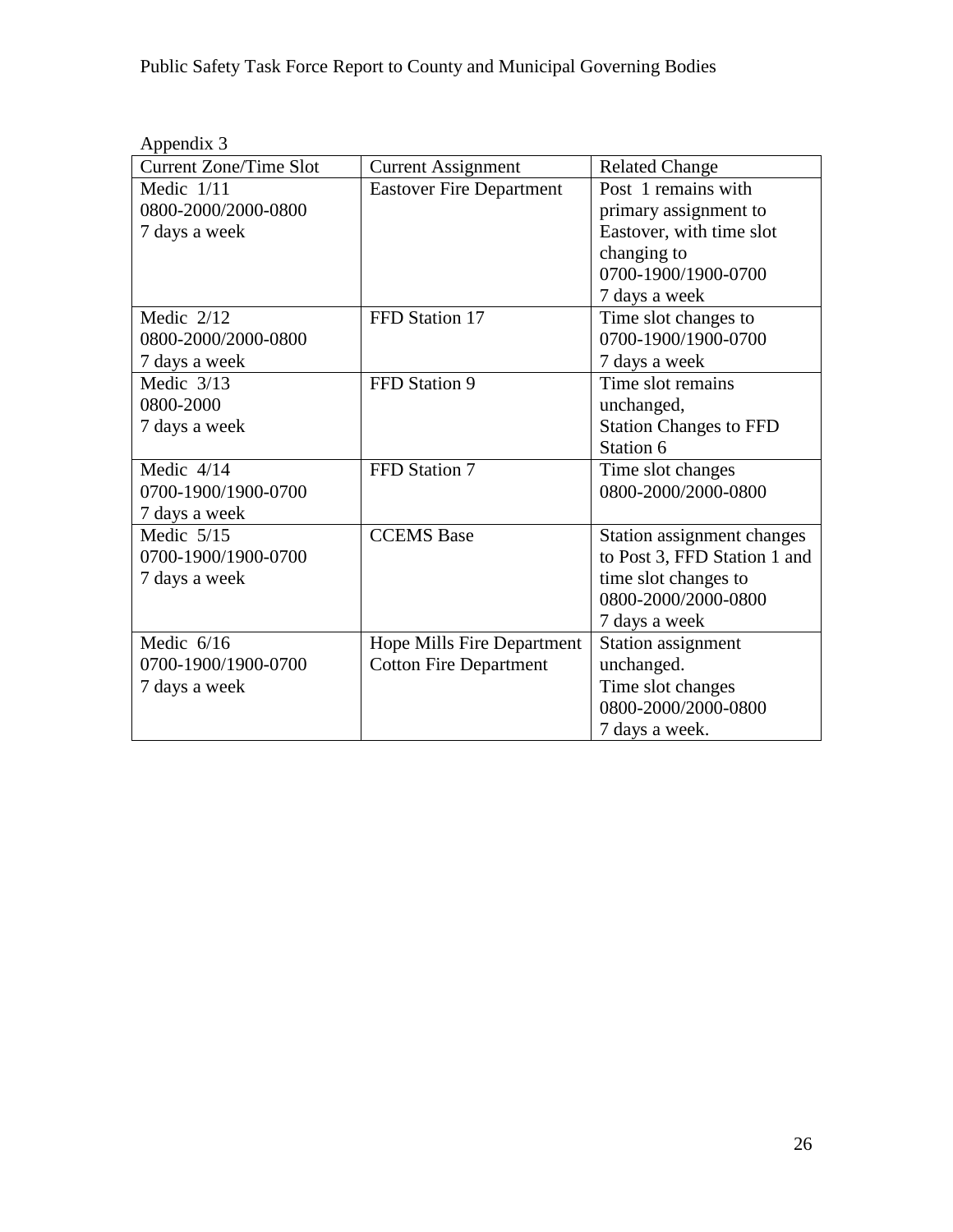Appendix 3

| Current Zone/Time Slot | Current Assignment | Related Change |
|---|---|---|
| Medic 1/11<br>0800-2000/2000-0800<br>7 days a week | Eastover Fire Department | Post 1 remains with primary assignment to Eastover, with time slot changing to<br>0700-1900/1900-0700<br>7 days a week |
| Medic 2/12<br>0800-2000/2000-0800<br>7 days a week | FFD Station 17 | Time slot changes to<br>0700-1900/1900-0700<br>7 days a week |
| Medic 3/13<br>0800-2000<br>7 days a week | FFD Station 9 | Time slot remains unchanged,<br>Station Changes to FFD Station 6 |
| Medic 4/14<br>0700-1900/1900-0700<br>7 days a week | FFD Station 7 | Time slot changes<br>0800-2000/2000-0800 |
| Medic 5/15<br>0700-1900/1900-0700<br>7 days a week | CCEMS Base | Station assignment changes to Post 3, FFD Station 1 and time slot changes to<br>0800-2000/2000-0800<br>7 days a week |
| Medic 6/16<br>0700-1900/1900-0700<br>7 days a week | Hope Mills Fire Department<br>Cotton Fire Department | Station assignment unchanged.<br>Time slot changes<br>0800-2000/2000-0800<br>7 days a week. |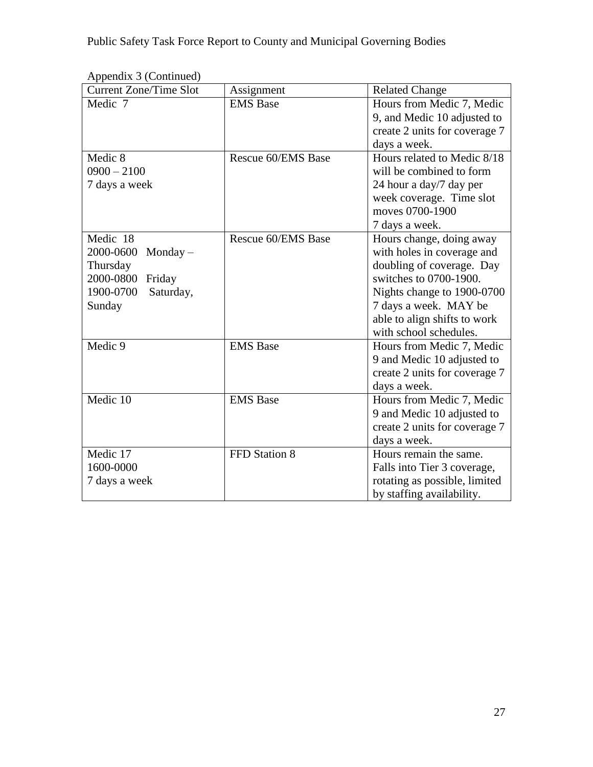Appendix 3 (Continued)

| Current Zone/Time Slot | Assignment | Related Change |
|---|---|---|
| Medic 7 | EMS Base | Hours from Medic 7, Medic 9, and Medic 10 adjusted to create 2 units for coverage 7 days a week. |
| Medic 8<br>0900 – 2100<br>7 days a week | Rescue 60/EMS Base | Hours related to Medic 8/18 will be combined to form 24 hour a day/7 day per week coverage. Time slot moves 0700-1900<br>7 days a week. |
| Medic 18<br>2000-0600 Monday – Thursday<br>2000-0800 Friday<br>1900-0700 Saturday, Sunday | Rescue 60/EMS Base | Hours change, doing away with holes in coverage and doubling of coverage. Day switches to 0700-1900. Nights change to 1900-0700 7 days a week. MAY be able to align shifts to work with school schedules. |
| Medic 9 | EMS Base | Hours from Medic 7, Medic 9 and Medic 10 adjusted to create 2 units for coverage 7 days a week. |
| Medic 10 | EMS Base | Hours from Medic 7, Medic 9 and Medic 10 adjusted to create 2 units for coverage 7 days a week. |
| Medic 17<br>1600-0000<br>7 days a week | FFD Station 8 | Hours remain the same. Falls into Tier 3 coverage, rotating as possible, limited by staffing availability. |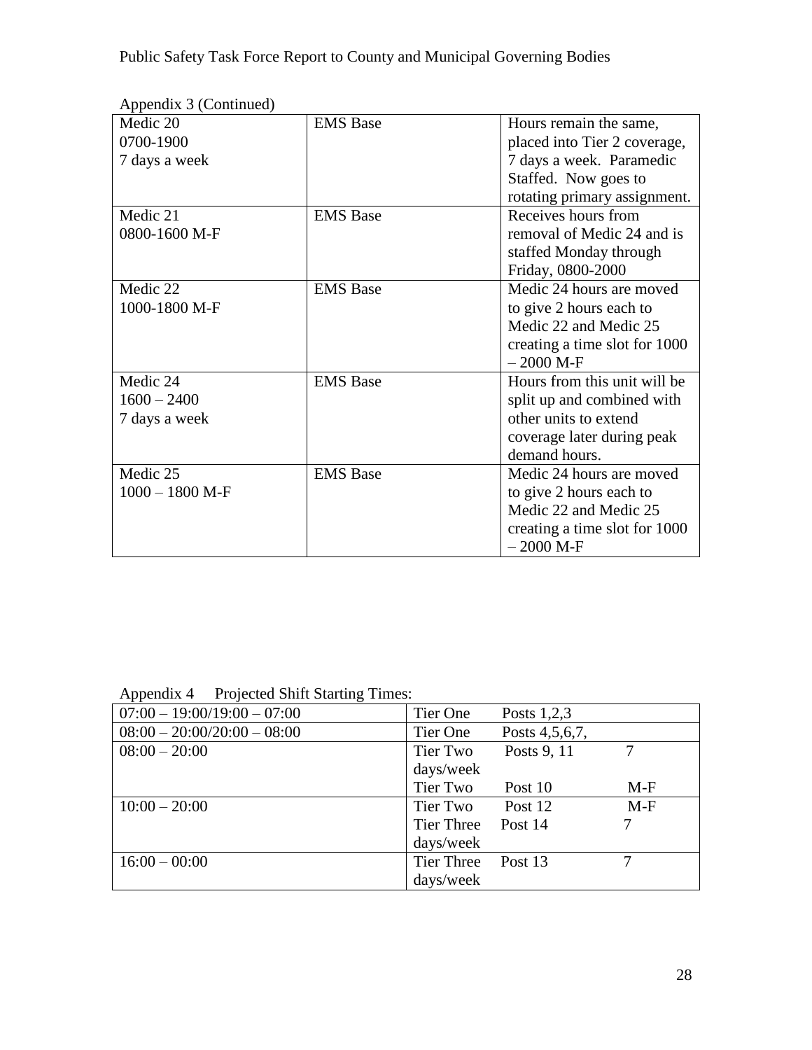Appendix 3 (Continued)

| | | |
|---|---|---|
| Medic 20<br>0700-1900<br>7 days a week | EMS Base | Hours remain the same, placed into Tier 2 coverage, 7 days a week. Paramedic Staffed. Now goes to rotating primary assignment. |
| Medic 21<br>0800-1600 M-F | EMS Base | Receives hours from removal of Medic 24 and is staffed Monday through Friday, 0800-2000 |
| Medic 22<br>1000-1800 M-F | EMS Base | Medic 24 hours are moved to give 2 hours each to Medic 22 and Medic 25 creating a time slot for 1000 – 2000 M-F |
| Medic 24<br>1600 – 2400<br>7 days a week | EMS Base | Hours from this unit will be split up and combined with other units to extend coverage later during peak demand hours. |
| Medic 25<br>1000 – 1800 M-F | EMS Base | Medic 24 hours are moved to give 2 hours each to Medic 22 and Medic 25 creating a time slot for 1000 – 2000 M-F |

Appendix 4 Projected Shift Starting Times:

| | |
|---|---|
| 07:00 – 19:00/19:00 – 07:00 | Tier One Posts 1,2,3 |
| 08:00 – 20:00/20:00 – 08:00 | Tier One Posts 4,5,6,7, |
| 08:00 – 20:00 | Tier Two Posts 9, 11 7 days/week<br>Tier Two Post 10 M-F |
| 10:00 – 20:00 | Tier Two Post 12 M-F<br>Tier Three Post 14 7 days/week |
| 16:00 – 00:00 | Tier Three Post 13 7 days/week |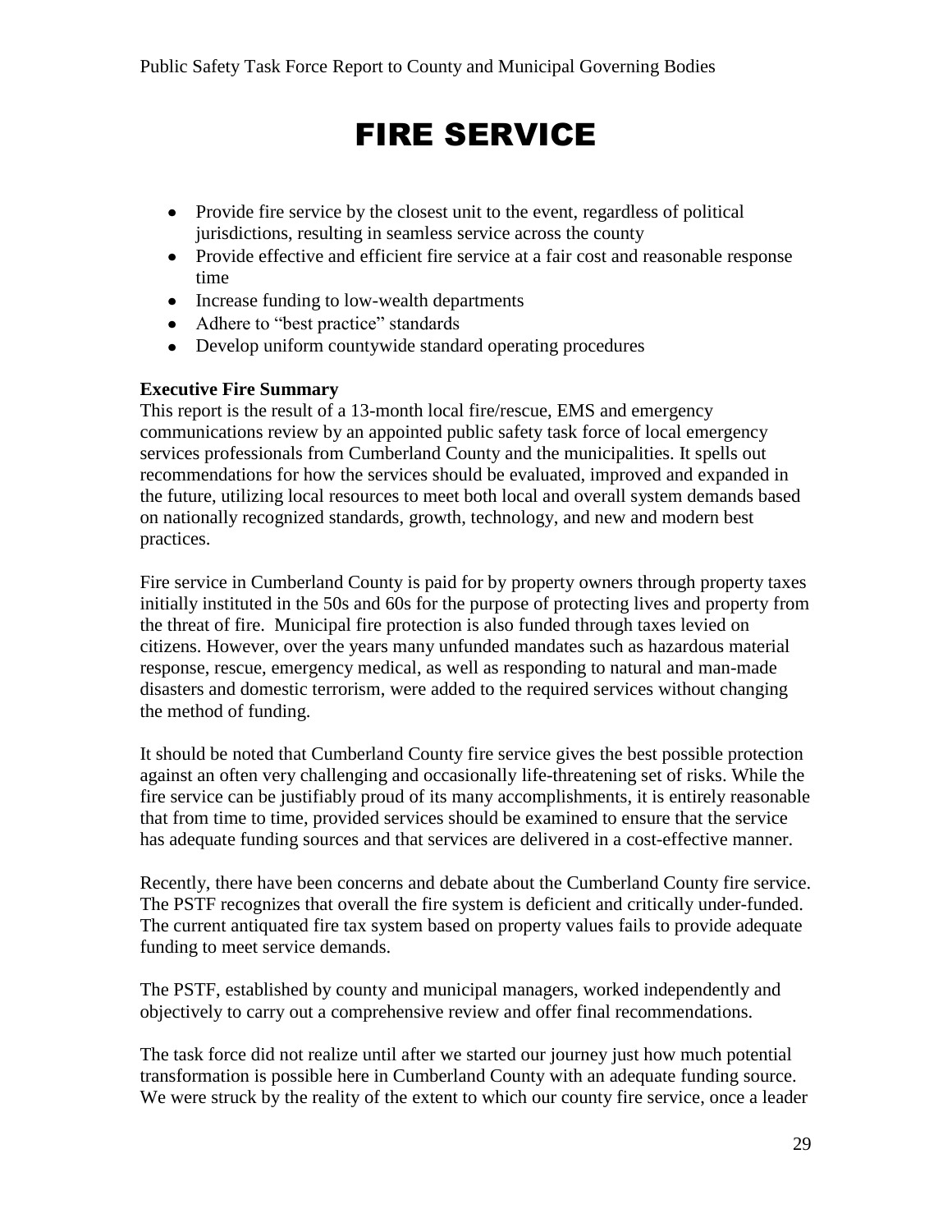# FIRE SERVICE

- Provide fire service by the closest unit to the event, regardless of political jurisdictions, resulting in seamless service across the county
- Provide effective and efficient fire service at a fair cost and reasonable response time
- Increase funding to low-wealth departments
- Adhere to "best practice" standards
- Develop uniform countywide standard operating procedures

**Executive Fire Summary**

This report is the result of a 13-month local fire/rescue, EMS and emergency communications review by an appointed public safety task force of local emergency services professionals from Cumberland County and the municipalities. It spells out recommendations for how the services should be evaluated, improved and expanded in the future, utilizing local resources to meet both local and overall system demands based on nationally recognized standards, growth, technology, and new and modern best practices.

Fire service in Cumberland County is paid for by property owners through property taxes initially instituted in the 50s and 60s for the purpose of protecting lives and property from the threat of fire. Municipal fire protection is also funded through taxes levied on citizens. However, over the years many unfunded mandates such as hazardous material response, rescue, emergency medical, as well as responding to natural and man-made disasters and domestic terrorism, were added to the required services without changing the method of funding.

It should be noted that Cumberland County fire service gives the best possible protection against an often very challenging and occasionally life-threatening set of risks. While the fire service can be justifiably proud of its many accomplishments, it is entirely reasonable that from time to time, provided services should be examined to ensure that the service has adequate funding sources and that services are delivered in a cost-effective manner.

Recently, there have been concerns and debate about the Cumberland County fire service. The PSTF recognizes that overall the fire system is deficient and critically under-funded. The current antiquated fire tax system based on property values fails to provide adequate funding to meet service demands.

The PSTF, established by county and municipal managers, worked independently and objectively to carry out a comprehensive review and offer final recommendations.

The task force did not realize until after we started our journey just how much potential transformation is possible here in Cumberland County with an adequate funding source. We were struck by the reality of the extent to which our county fire service, once a leader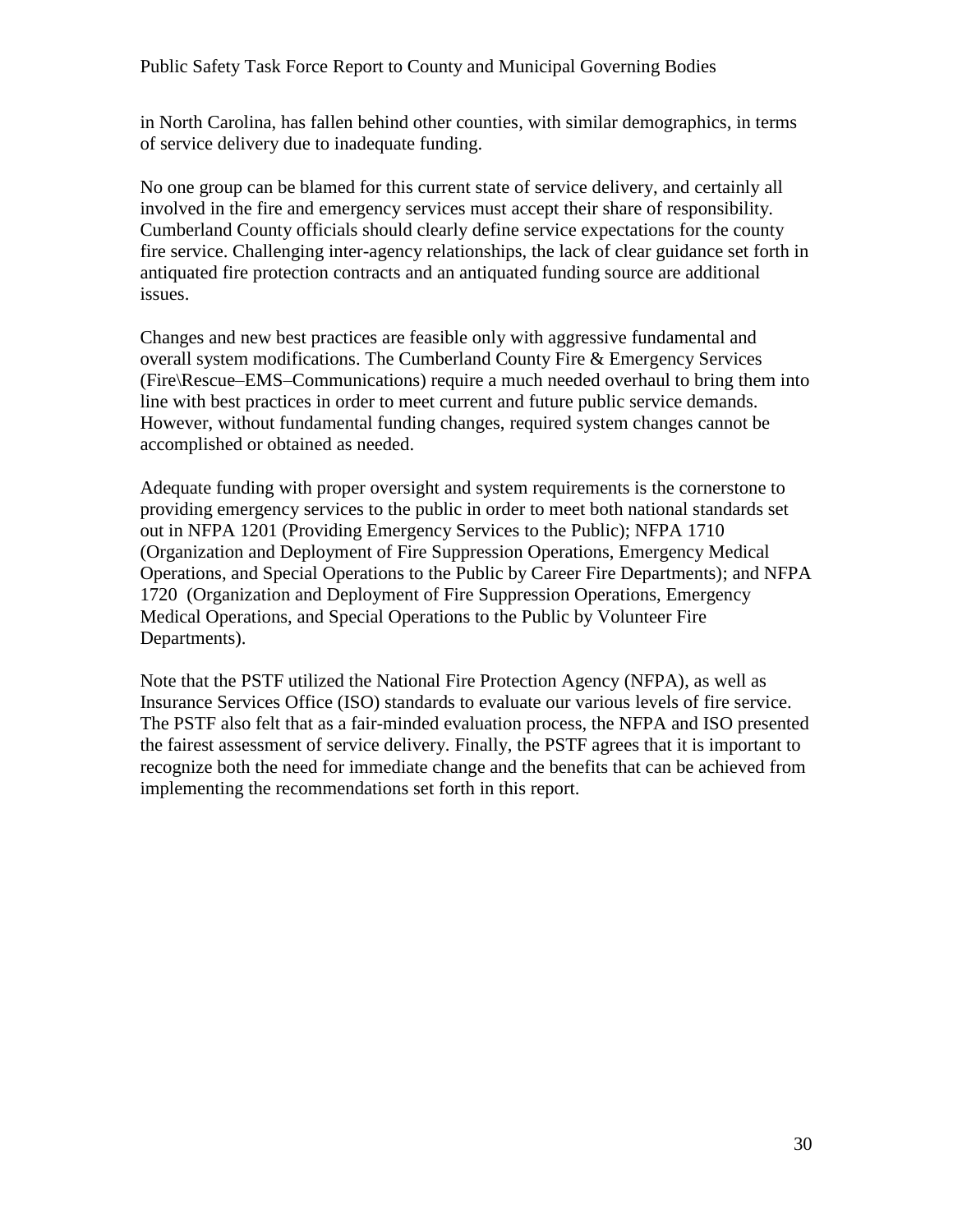in North Carolina, has fallen behind other counties, with similar demographics, in terms of service delivery due to inadequate funding.

No one group can be blamed for this current state of service delivery, and certainly all involved in the fire and emergency services must accept their share of responsibility. Cumberland County officials should clearly define service expectations for the county fire service. Challenging inter-agency relationships, the lack of clear guidance set forth in antiquated fire protection contracts and an antiquated funding source are additional issues.

Changes and new best practices are feasible only with aggressive fundamental and overall system modifications. The Cumberland County Fire & Emergency Services (Fire\Rescue–EMS–Communications) require a much needed overhaul to bring them into line with best practices in order to meet current and future public service demands. However, without fundamental funding changes, required system changes cannot be accomplished or obtained as needed.

Adequate funding with proper oversight and system requirements is the cornerstone to providing emergency services to the public in order to meet both national standards set out in NFPA 1201 (Providing Emergency Services to the Public); NFPA 1710 (Organization and Deployment of Fire Suppression Operations, Emergency Medical Operations, and Special Operations to the Public by Career Fire Departments); and NFPA 1720 (Organization and Deployment of Fire Suppression Operations, Emergency Medical Operations, and Special Operations to the Public by Volunteer Fire Departments).

Note that the PSTF utilized the National Fire Protection Agency (NFPA), as well as Insurance Services Office (ISO) standards to evaluate our various levels of fire service. The PSTF also felt that as a fair-minded evaluation process, the NFPA and ISO presented the fairest assessment of service delivery. Finally, the PSTF agrees that it is important to recognize both the need for immediate change and the benefits that can be achieved from implementing the recommendations set forth in this report.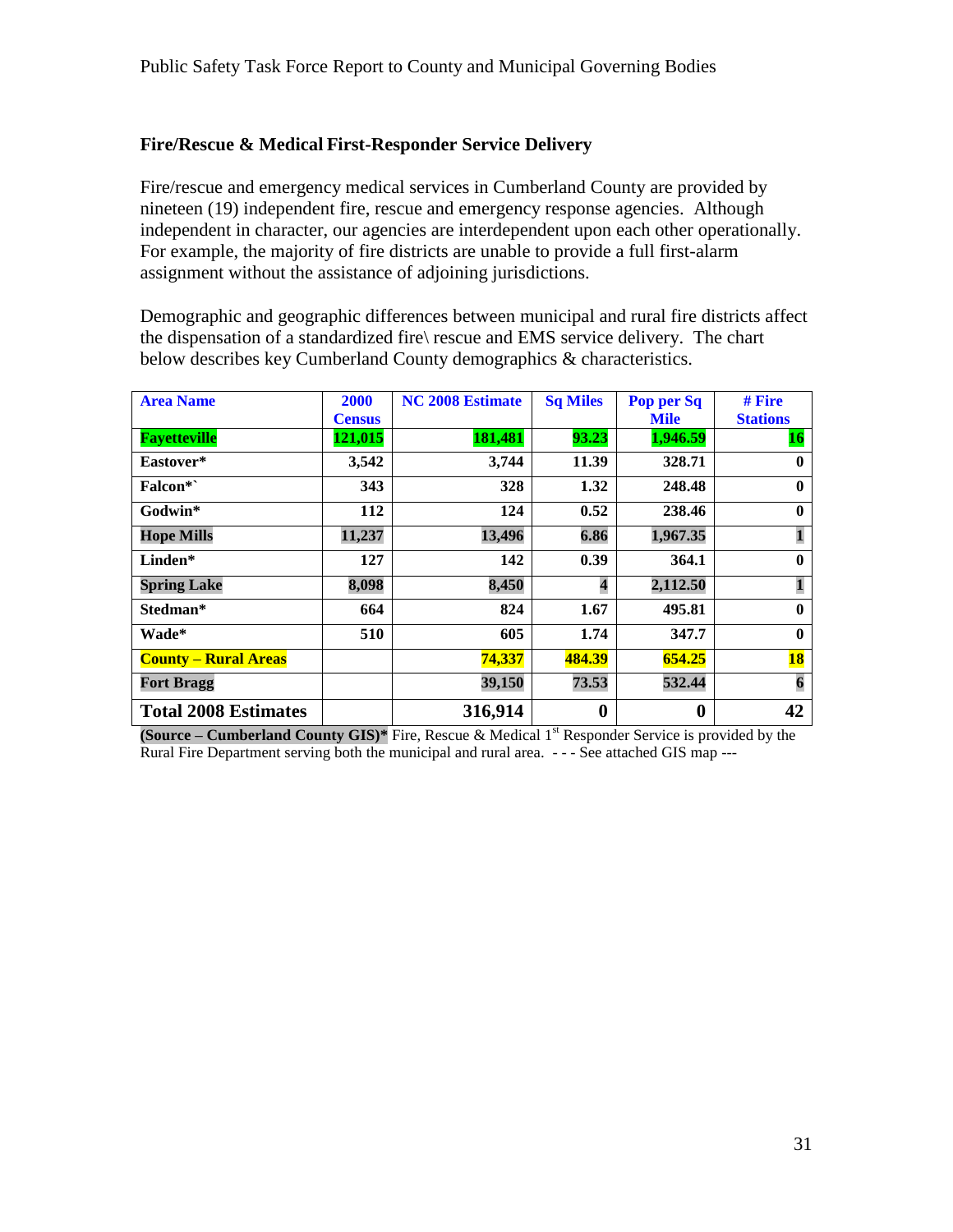## Fire/Rescue & Medical First-Responder Service Delivery

Fire/rescue and emergency medical services in Cumberland County are provided by nineteen (19) independent fire, rescue and emergency response agencies. Although independent in character, our agencies are interdependent upon each other operationally. For example, the majority of fire districts are unable to provide a full first-alarm assignment without the assistance of adjoining jurisdictions.

Demographic and geographic differences between municipal and rural fire districts affect the dispensation of a standardized fire\ rescue and EMS service delivery. The chart below describes key Cumberland County demographics & characteristics.

| Area Name | 2000 Census | NC 2008 Estimate | Sq Miles | Pop per Sq Mile | # Fire Stations |
|---|---|---|---|---|---|
| **Fayetteville** | **121,015** | **181,481** | **93.23** | **1,946.59** | **16** |
| **Eastover*** | **3,542** | **3,744** | **11.39** | **328.71** | **0** |
| **Falcon*`** | **343** | **328** | **1.32** | **248.48** | **0** |
| **Godwin*** | **112** | **124** | **0.52** | **238.46** | **0** |
| **Hope Mills** | **11,237** | **13,496** | **6.86** | **1,967.35** | **1** |
| **Linden*** | **127** | **142** | **0.39** | **364.1** | **0** |
| **Spring Lake** | **8,098** | **8,450** | **4** | **2,112.50** | **1** |
| **Stedman*** | **664** | **824** | **1.67** | **495.81** | **0** |
| **Wade*** | **510** | **605** | **1.74** | **347.7** | **0** |
| **County – Rural Areas** | | **74,337** | **484.39** | **654.25** | **18** |
| **Fort Bragg** | | **39,150** | **73.53** | **532.44** | **6** |
| **Total 2008 Estimates** | | **316,914** | **0** | **0** | **42** |

**(Source – Cumberland County GIS)*** Fire, Rescue & Medical 1st Responder Service is provided by the Rural Fire Department serving both the municipal and rural area. - - - See attached GIS map ---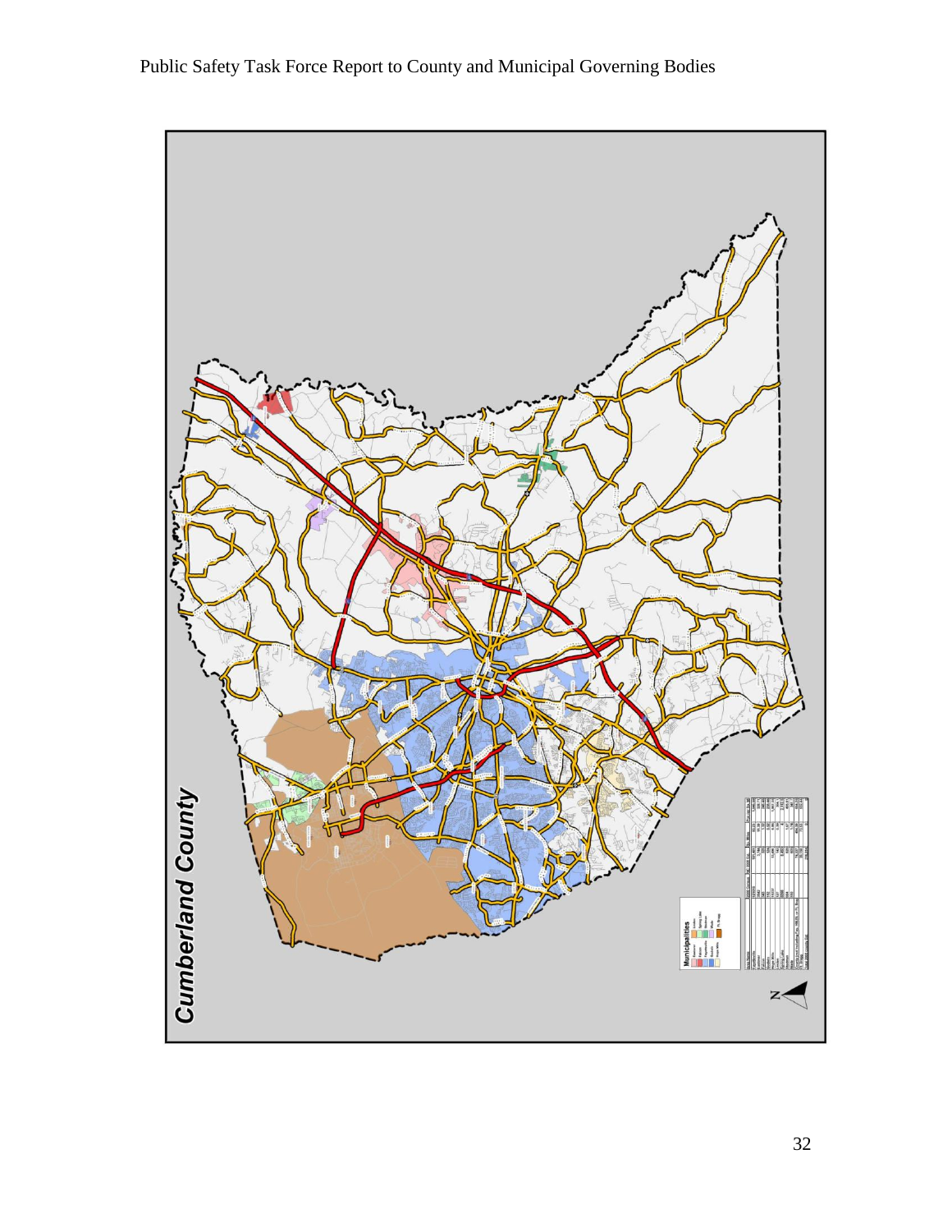Cumberland County

Municipalities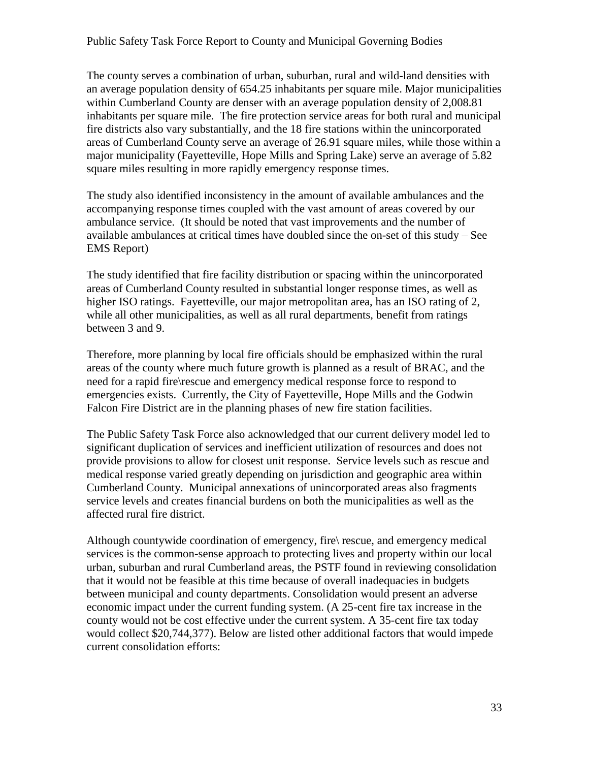The county serves a combination of urban, suburban, rural and wild-land densities with an average population density of 654.25 inhabitants per square mile. Major municipalities within Cumberland County are denser with an average population density of 2,008.81 inhabitants per square mile. The fire protection service areas for both rural and municipal fire districts also vary substantially, and the 18 fire stations within the unincorporated areas of Cumberland County serve an average of 26.91 square miles, while those within a major municipality (Fayetteville, Hope Mills and Spring Lake) serve an average of 5.82 square miles resulting in more rapidly emergency response times.

The study also identified inconsistency in the amount of available ambulances and the accompanying response times coupled with the vast amount of areas covered by our ambulance service. (It should be noted that vast improvements and the number of available ambulances at critical times have doubled since the on-set of this study – See EMS Report)

The study identified that fire facility distribution or spacing within the unincorporated areas of Cumberland County resulted in substantial longer response times, as well as higher ISO ratings. Fayetteville, our major metropolitan area, has an ISO rating of 2, while all other municipalities, as well as all rural departments, benefit from ratings between 3 and 9.

Therefore, more planning by local fire officials should be emphasized within the rural areas of the county where much future growth is planned as a result of BRAC, and the need for a rapid fire\rescue and emergency medical response force to respond to emergencies exists. Currently, the City of Fayetteville, Hope Mills and the Godwin Falcon Fire District are in the planning phases of new fire station facilities.

The Public Safety Task Force also acknowledged that our current delivery model led to significant duplication of services and inefficient utilization of resources and does not provide provisions to allow for closest unit response. Service levels such as rescue and medical response varied greatly depending on jurisdiction and geographic area within Cumberland County. Municipal annexations of unincorporated areas also fragments service levels and creates financial burdens on both the municipalities as well as the affected rural fire district.

Although countywide coordination of emergency, fire\ rescue, and emergency medical services is the common-sense approach to protecting lives and property within our local urban, suburban and rural Cumberland areas, the PSTF found in reviewing consolidation that it would not be feasible at this time because of overall inadequacies in budgets between municipal and county departments. Consolidation would present an adverse economic impact under the current funding system. (A 25-cent fire tax increase in the county would not be cost effective under the current system. A 35-cent fire tax today would collect $20,744,377). Below are listed other additional factors that would impede current consolidation efforts: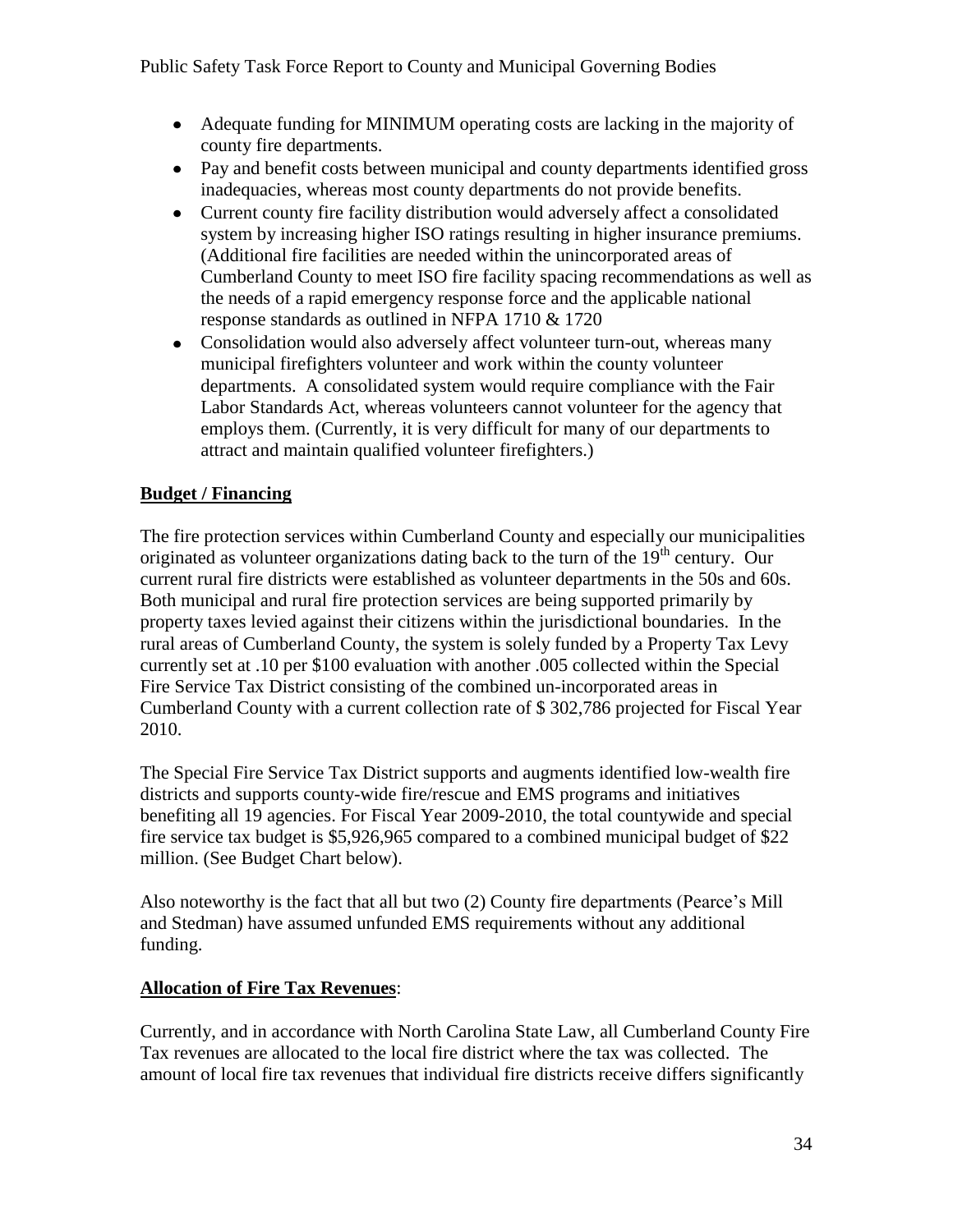- Adequate funding for MINIMUM operating costs are lacking in the majority of county fire departments.
- Pay and benefit costs between municipal and county departments identified gross inadequacies, whereas most county departments do not provide benefits.
- Current county fire facility distribution would adversely affect a consolidated system by increasing higher ISO ratings resulting in higher insurance premiums. (Additional fire facilities are needed within the unincorporated areas of Cumberland County to meet ISO fire facility spacing recommendations as well as the needs of a rapid emergency response force and the applicable national response standards as outlined in NFPA 1710 & 1720
- Consolidation would also adversely affect volunteer turn-out, whereas many municipal firefighters volunteer and work within the county volunteer departments. A consolidated system would require compliance with the Fair Labor Standards Act, whereas volunteers cannot volunteer for the agency that employs them. (Currently, it is very difficult for many of our departments to attract and maintain qualified volunteer firefighters.)

**Budget / Financing**

The fire protection services within Cumberland County and especially our municipalities originated as volunteer organizations dating back to the turn of the 19th century. Our current rural fire districts were established as volunteer departments in the 50s and 60s. Both municipal and rural fire protection services are being supported primarily by property taxes levied against their citizens within the jurisdictional boundaries. In the rural areas of Cumberland County, the system is solely funded by a Property Tax Levy currently set at .10 per $100 evaluation with another .005 collected within the Special Fire Service Tax District consisting of the combined un-incorporated areas in Cumberland County with a current collection rate of $ 302,786 projected for Fiscal Year 2010.

The Special Fire Service Tax District supports and augments identified low-wealth fire districts and supports county-wide fire/rescue and EMS programs and initiatives benefiting all 19 agencies. For Fiscal Year 2009-2010, the total countywide and special fire service tax budget is $5,926,965 compared to a combined municipal budget of $22 million. (See Budget Chart below).

Also noteworthy is the fact that all but two (2) County fire departments (Pearce's Mill and Stedman) have assumed unfunded EMS requirements without any additional funding.

**Allocation of Fire Tax Revenues**:

Currently, and in accordance with North Carolina State Law, all Cumberland County Fire Tax revenues are allocated to the local fire district where the tax was collected. The amount of local fire tax revenues that individual fire districts receive differs significantly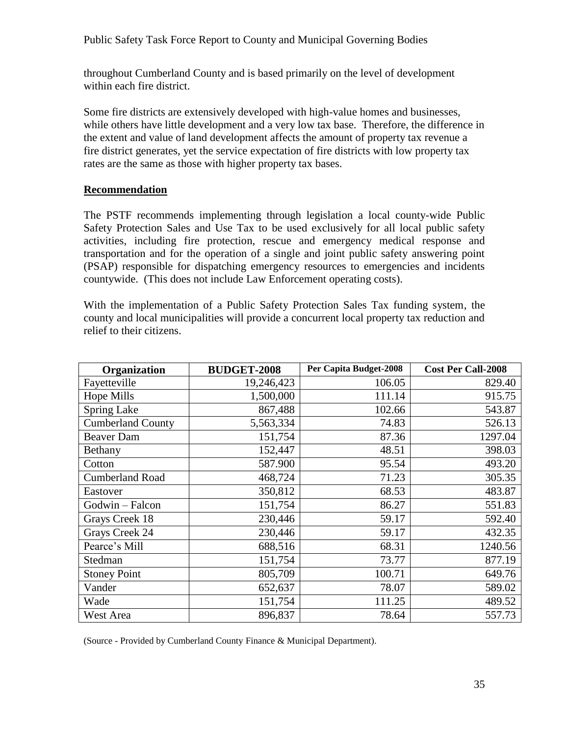throughout Cumberland County and is based primarily on the level of development within each fire district.

Some fire districts are extensively developed with high-value homes and businesses, while others have little development and a very low tax base. Therefore, the difference in the extent and value of land development affects the amount of property tax revenue a fire district generates, yet the service expectation of fire districts with low property tax rates are the same as those with higher property tax bases.

**Recommendation**

The PSTF recommends implementing through legislation a local county-wide Public Safety Protection Sales and Use Tax to be used exclusively for all local public safety activities, including fire protection, rescue and emergency medical response and transportation and for the operation of a single and joint public safety answering point (PSAP) responsible for dispatching emergency resources to emergencies and incidents countywide. (This does not include Law Enforcement operating costs).

With the implementation of a Public Safety Protection Sales Tax funding system, the county and local municipalities will provide a concurrent local property tax reduction and relief to their citizens.

| Organization | BUDGET-2008 | Per Capita Budget-2008 | Cost Per Call-2008 |
|---|---|---|---|
| Fayetteville | 19,246,423 | 106.05 | 829.40 |
| Hope Mills | 1,500,000 | 111.14 | 915.75 |
| Spring Lake | 867,488 | 102.66 | 543.87 |
| Cumberland County | 5,563,334 | 74.83 | 526.13 |
| Beaver Dam | 151,754 | 87.36 | 1297.04 |
| Bethany | 152,447 | 48.51 | 398.03 |
| Cotton | 587.900 | 95.54 | 493.20 |
| Cumberland Road | 468,724 | 71.23 | 305.35 |
| Eastover | 350,812 | 68.53 | 483.87 |
| Godwin – Falcon | 151,754 | 86.27 | 551.83 |
| Grays Creek 18 | 230,446 | 59.17 | 592.40 |
| Grays Creek 24 | 230,446 | 59.17 | 432.35 |
| Pearce's Mill | 688,516 | 68.31 | 1240.56 |
| Stedman | 151,754 | 73.77 | 877.19 |
| Stoney Point | 805,709 | 100.71 | 649.76 |
| Vander | 652,637 | 78.07 | 589.02 |
| Wade | 151,754 | 111.25 | 489.52 |
| West Area | 896,837 | 78.64 | 557.73 |

(Source - Provided by Cumberland County Finance & Municipal Department).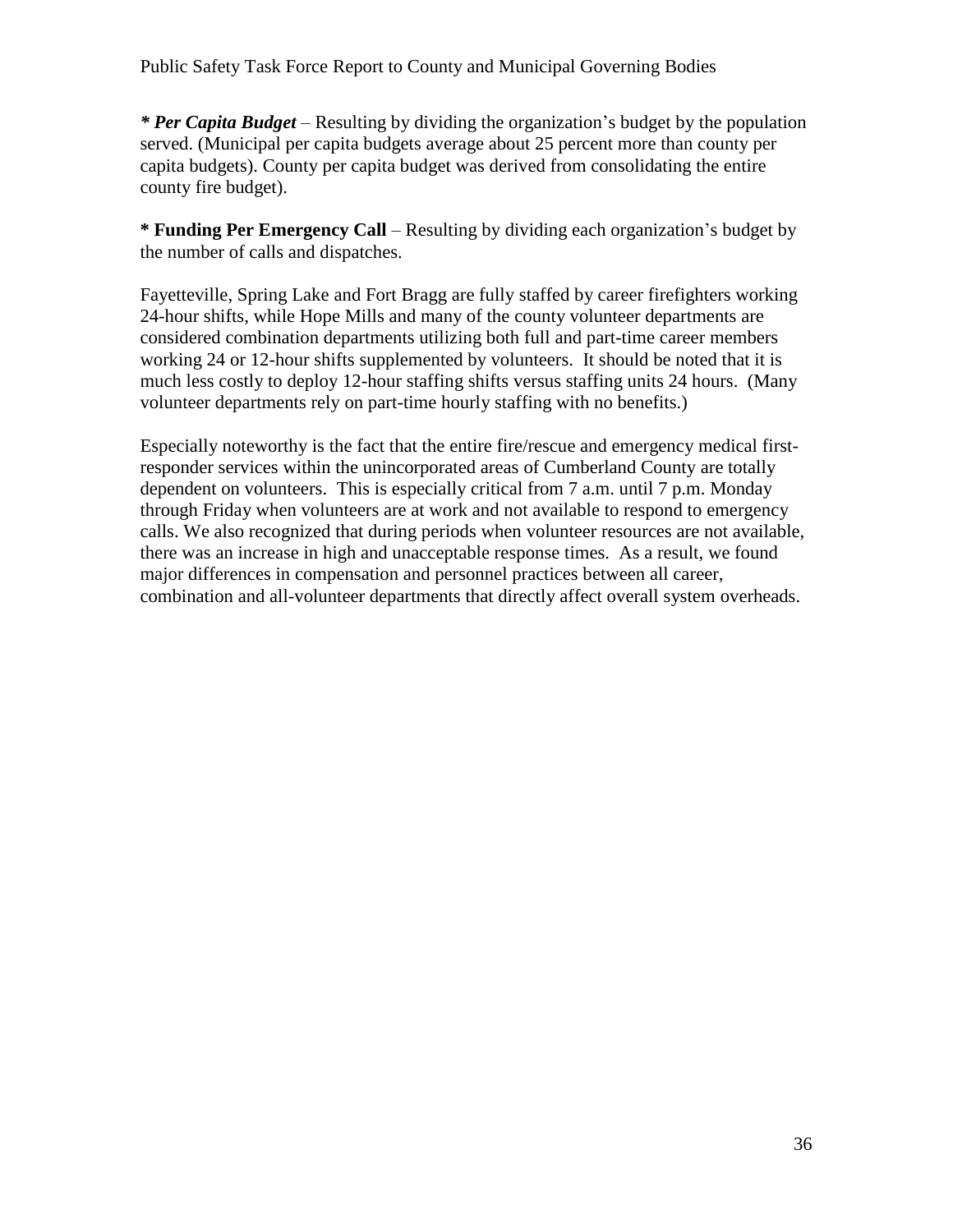***\* Per Capita Budget*** – Resulting by dividing the organization's budget by the population served. (Municipal per capita budgets average about 25 percent more than county per capita budgets). County per capita budget was derived from consolidating the entire county fire budget).

**\* Funding Per Emergency Call** – Resulting by dividing each organization's budget by the number of calls and dispatches.

Fayetteville, Spring Lake and Fort Bragg are fully staffed by career firefighters working 24-hour shifts, while Hope Mills and many of the county volunteer departments are considered combination departments utilizing both full and part-time career members working 24 or 12-hour shifts supplemented by volunteers. It should be noted that it is much less costly to deploy 12-hour staffing shifts versus staffing units 24 hours. (Many volunteer departments rely on part-time hourly staffing with no benefits.)

Especially noteworthy is the fact that the entire fire/rescue and emergency medical first-responder services within the unincorporated areas of Cumberland County are totally dependent on volunteers. This is especially critical from 7 a.m. until 7 p.m. Monday through Friday when volunteers are at work and not available to respond to emergency calls. We also recognized that during periods when volunteer resources are not available, there was an increase in high and unacceptable response times. As a result, we found major differences in compensation and personnel practices between all career, combination and all-volunteer departments that directly affect overall system overheads.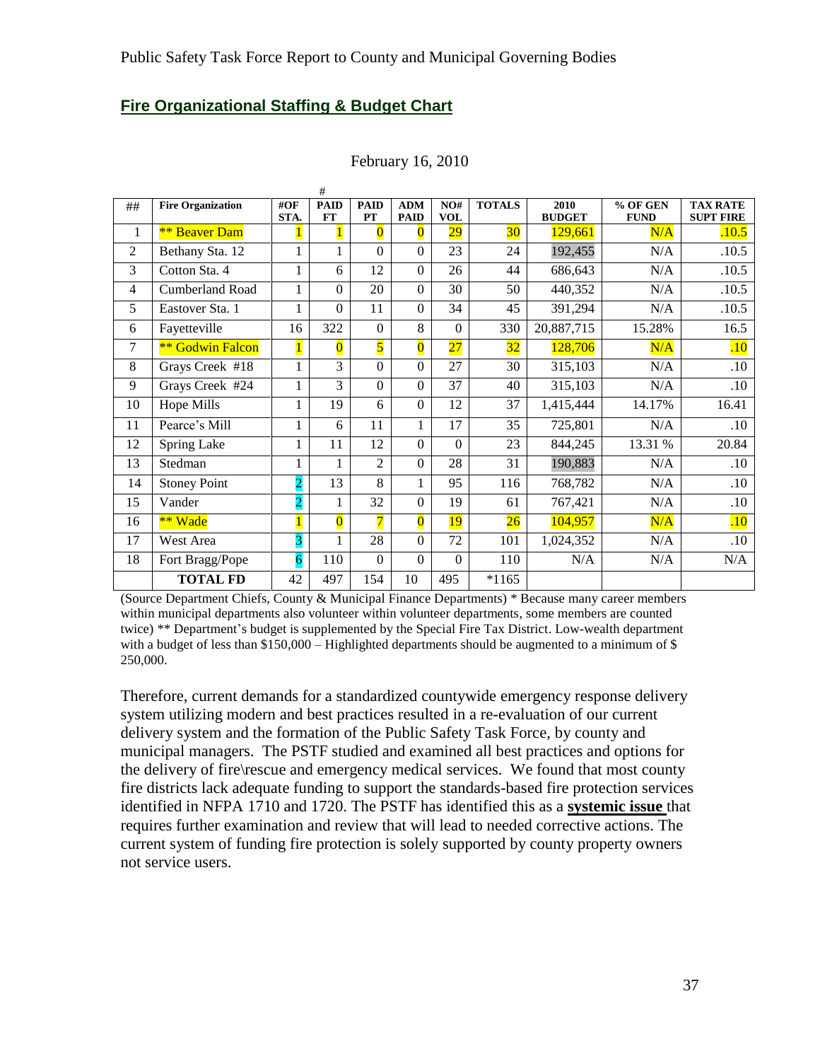## Fire Organizational Staffing & Budget Chart

February 16, 2010

| ## | Fire Organization | #OF STA. | # PAID FT | PAID PT | ADM PAID | NO# VOL | TOTALS | 2010 BUDGET | % OF GEN FUND | TAX RATE SUPT FIRE |
|---|---|---|---|---|---|---|---|---|---|---|
| 1 | ** Beaver Dam | 1 | 1 | 0 | 0 | 29 | 30 | 129,661 | N/A | .10.5 |
| 2 | Bethany Sta. 12 | 1 | 1 | 0 | 0 | 23 | 24 | 192,455 | N/A | .10.5 |
| 3 | Cotton Sta. 4 | 1 | 6 | 12 | 0 | 26 | 44 | 686,643 | N/A | .10.5 |
| 4 | Cumberland Road | 1 | 0 | 20 | 0 | 30 | 50 | 440,352 | N/A | .10.5 |
| 5 | Eastover Sta. 1 | 1 | 0 | 11 | 0 | 34 | 45 | 391,294 | N/A | .10.5 |
| 6 | Fayetteville | 16 | 322 | 0 | 8 | 0 | 330 | 20,887,715 | 15.28% | 16.5 |
| 7 | ** Godwin Falcon | 1 | 0 | 5 | 0 | 27 | 32 | 128,706 | N/A | .10 |
| 8 | Grays Creek #18 | 1 | 3 | 0 | 0 | 27 | 30 | 315,103 | N/A | .10 |
| 9 | Grays Creek #24 | 1 | 3 | 0 | 0 | 37 | 40 | 315,103 | N/A | .10 |
| 10 | Hope Mills | 1 | 19 | 6 | 0 | 12 | 37 | 1,415,444 | 14.17% | 16.41 |
| 11 | Pearce's Mill | 1 | 6 | 11 | 1 | 17 | 35 | 725,801 | N/A | .10 |
| 12 | Spring Lake | 1 | 11 | 12 | 0 | 0 | 23 | 844,245 | 13.31 % | 20.84 |
| 13 | Stedman | 1 | 1 | 2 | 0 | 28 | 31 | 190,883 | N/A | .10 |
| 14 | Stoney Point | 2 | 13 | 8 | 1 | 95 | 116 | 768,782 | N/A | .10 |
| 15 | Vander | 2 | 1 | 32 | 0 | 19 | 61 | 767,421 | N/A | .10 |
| 16 | ** Wade | 1 | 0 | 7 | 0 | 19 | 26 | 104,957 | N/A | .10 |
| 17 | West Area | 3 | 1 | 28 | 0 | 72 | 101 | 1,024,352 | N/A | .10 |
| 18 | Fort Bragg/Pope | 6 | 110 | 0 | 0 | 0 | 110 | N/A | N/A | N/A |
| | **TOTAL FD** | 42 | 497 | 154 | 10 | 495 | *1165 | | | |

(Source Department Chiefs, County & Municipal Finance Departments) * Because many career members within municipal departments also volunteer within volunteer departments, some members are counted twice) ** Department's budget is supplemented by the Special Fire Tax District. Low-wealth department with a budget of less than $150,000 – Highlighted departments should be augmented to a minimum of $ 250,000.

Therefore, current demands for a standardized countywide emergency response delivery system utilizing modern and best practices resulted in a re-evaluation of our current delivery system and the formation of the Public Safety Task Force, by county and municipal managers. The PSTF studied and examined all best practices and options for the delivery of fire\rescue and emergency medical services. We found that most county fire districts lack adequate funding to support the standards-based fire protection services identified in NFPA 1710 and 1720. The PSTF has identified this as a **systemic issue** that requires further examination and review that will lead to needed corrective actions. The current system of funding fire protection is solely supported by county property owners not service users.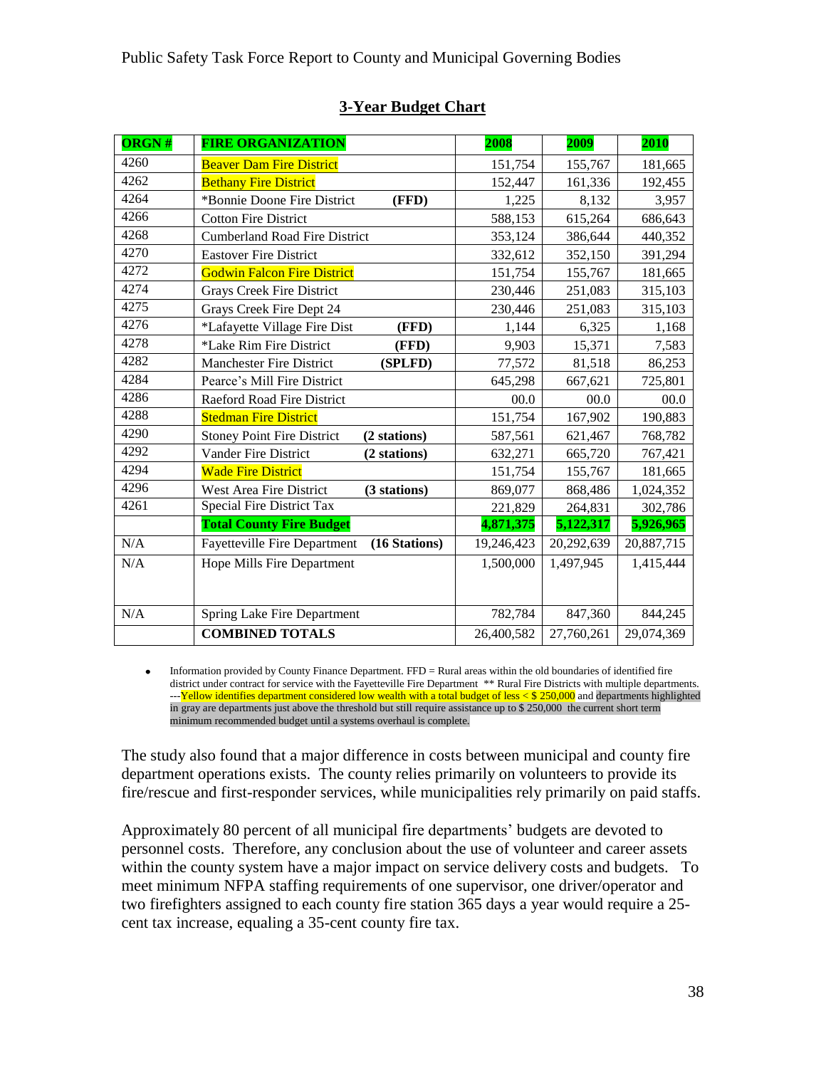## 3-Year Budget Chart

| ORGN # | FIRE ORGANIZATION | 2008 | 2009 | 2010 |
|---|---|---|---|---|
| 4260 | Beaver Dam Fire District | 151,754 | 155,767 | 181,665 |
| 4262 | Bethany Fire District | 152,447 | 161,336 | 192,455 |
| 4264 | *Bonnie Doone Fire District **(FFD)** | 1,225 | 8,132 | 3,957 |
| 4266 | Cotton Fire District | 588,153 | 615,264 | 686,643 |
| 4268 | Cumberland Road Fire District | 353,124 | 386,644 | 440,352 |
| 4270 | Eastover Fire District | 332,612 | 352,150 | 391,294 |
| 4272 | Godwin Falcon Fire District | 151,754 | 155,767 | 181,665 |
| 4274 | Grays Creek Fire District | 230,446 | 251,083 | 315,103 |
| 4275 | Grays Creek Fire Dept 24 | 230,446 | 251,083 | 315,103 |
| 4276 | *Lafayette Village Fire Dist **(FFD)** | 1,144 | 6,325 | 1,168 |
| 4278 | *Lake Rim Fire District **(FFD)** | 9,903 | 15,371 | 7,583 |
| 4282 | Manchester Fire District **(SPLFD)** | 77,572 | 81,518 | 86,253 |
| 4284 | Pearce's Mill Fire District | 645,298 | 667,621 | 725,801 |
| 4286 | Raeford Road Fire District | 00.0 | 00.0 | 00.0 |
| 4288 | Stedman Fire District | 151,754 | 167,902 | 190,883 |
| 4290 | Stoney Point Fire District **(2 stations)** | 587,561 | 621,467 | 768,782 |
| 4292 | Vander Fire District **(2 stations)** | 632,271 | 665,720 | 767,421 |
| 4294 | Wade Fire District | 151,754 | 155,767 | 181,665 |
| 4296 | West Area Fire District **(3 stations)** | 869,077 | 868,486 | 1,024,352 |
| 4261 | Special Fire District Tax | 221,829 | 264,831 | 302,786 |
| | **Total County Fire Budget** | **4,871,375** | **5,122,317** | **5,926,965** |
| N/A | Fayetteville Fire Department **(16 Stations)** | 19,246,423 | 20,292,639 | 20,887,715 |
| N/A | Hope Mills Fire Department | 1,500,000 | 1,497,945 | 1,415,444 |
| N/A | Spring Lake Fire Department | 782,784 | 847,360 | 844,245 |
| | **COMBINED TOTALS** | 26,400,582 | 27,760,261 | 29,074,369 |

- Information provided by County Finance Department. FFD = Rural areas within the old boundaries of identified fire district under contract for service with the Fayetteville Fire Department ** Rural Fire Districts with multiple departments. ---Yellow identifies department considered low wealth with a total budget of less < $ 250,000 and departments highlighted in gray are departments just above the threshold but still require assistance up to $ 250,000 the current short term minimum recommended budget until a systems overhaul is complete.

The study also found that a major difference in costs between municipal and county fire department operations exists. The county relies primarily on volunteers to provide its fire/rescue and first-responder services, while municipalities rely primarily on paid staffs.

Approximately 80 percent of all municipal fire departments' budgets are devoted to personnel costs. Therefore, any conclusion about the use of volunteer and career assets within the county system have a major impact on service delivery costs and budgets. To meet minimum NFPA staffing requirements of one supervisor, one driver/operator and two firefighters assigned to each county fire station 365 days a year would require a 25-cent tax increase, equaling a 35-cent county fire tax.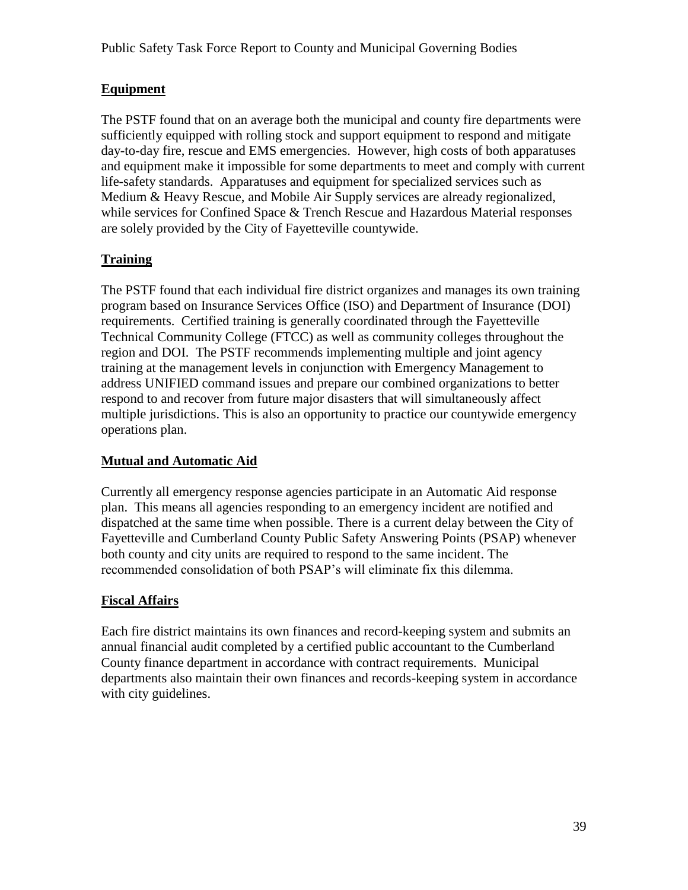## Equipment

The PSTF found that on an average both the municipal and county fire departments were sufficiently equipped with rolling stock and support equipment to respond and mitigate day-to-day fire, rescue and EMS emergencies. However, high costs of both apparatuses and equipment make it impossible for some departments to meet and comply with current life-safety standards. Apparatuses and equipment for specialized services such as Medium & Heavy Rescue, and Mobile Air Supply services are already regionalized, while services for Confined Space & Trench Rescue and Hazardous Material responses are solely provided by the City of Fayetteville countywide.

## Training

The PSTF found that each individual fire district organizes and manages its own training program based on Insurance Services Office (ISO) and Department of Insurance (DOI) requirements. Certified training is generally coordinated through the Fayetteville Technical Community College (FTCC) as well as community colleges throughout the region and DOI. The PSTF recommends implementing multiple and joint agency training at the management levels in conjunction with Emergency Management to address UNIFIED command issues and prepare our combined organizations to better respond to and recover from future major disasters that will simultaneously affect multiple jurisdictions. This is also an opportunity to practice our countywide emergency operations plan.

## Mutual and Automatic Aid

Currently all emergency response agencies participate in an Automatic Aid response plan. This means all agencies responding to an emergency incident are notified and dispatched at the same time when possible. There is a current delay between the City of Fayetteville and Cumberland County Public Safety Answering Points (PSAP) whenever both county and city units are required to respond to the same incident. The recommended consolidation of both PSAP's will eliminate fix this dilemma.

## Fiscal Affairs

Each fire district maintains its own finances and record-keeping system and submits an annual financial audit completed by a certified public accountant to the Cumberland County finance department in accordance with contract requirements. Municipal departments also maintain their own finances and records-keeping system in accordance with city guidelines.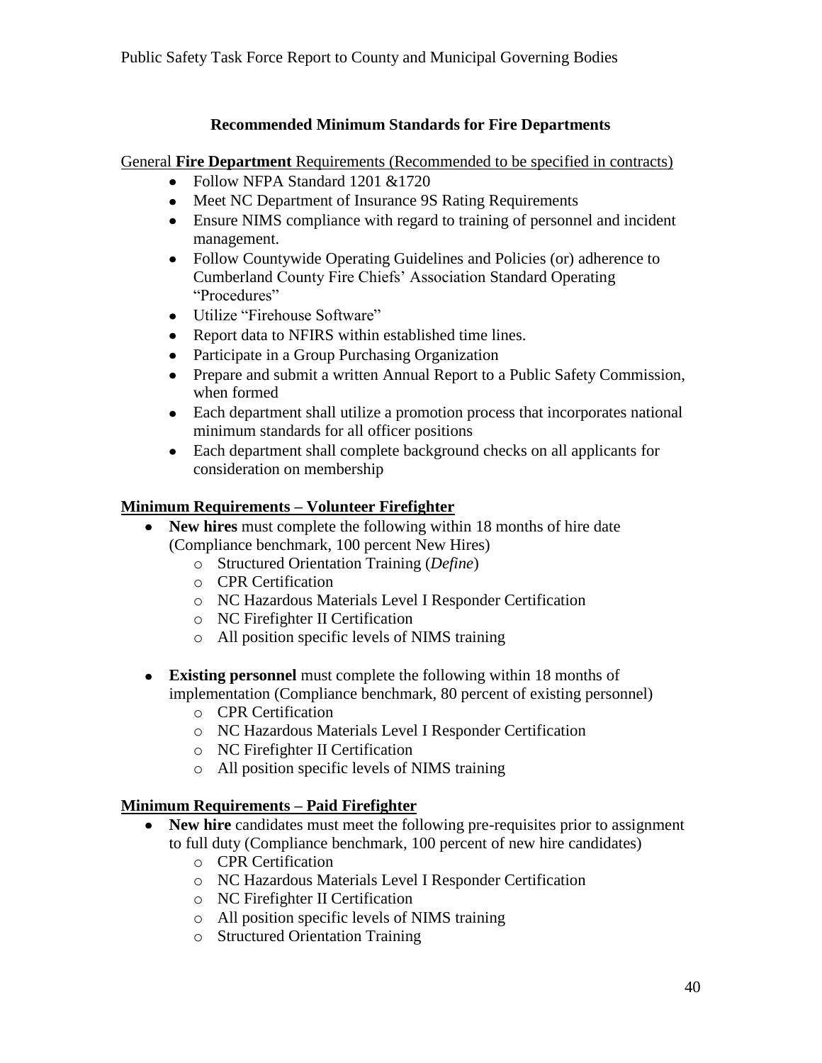### Recommended Minimum Standards for Fire Departments

General **Fire Department** Requirements (Recommended to be specified in contracts)

- Follow NFPA Standard 1201 &1720
- Meet NC Department of Insurance 9S Rating Requirements
- Ensure NIMS compliance with regard to training of personnel and incident management.
- Follow Countywide Operating Guidelines and Policies (or) adherence to Cumberland County Fire Chiefs' Association Standard Operating "Procedures"
- Utilize "Firehouse Software"
- Report data to NFIRS within established time lines.
- Participate in a Group Purchasing Organization
- Prepare and submit a written Annual Report to a Public Safety Commission, when formed
- Each department shall utilize a promotion process that incorporates national minimum standards for all officer positions
- Each department shall complete background checks on all applicants for consideration on membership

**Minimum Requirements – Volunteer Firefighter**

- **New hires** must complete the following within 18 months of hire date (Compliance benchmark, 100 percent New Hires)
    - Structured Orientation Training (*Define*)
    - CPR Certification
    - NC Hazardous Materials Level I Responder Certification
    - NC Firefighter II Certification
    - All position specific levels of NIMS training
- **Existing personnel** must complete the following within 18 months of implementation (Compliance benchmark, 80 percent of existing personnel)
    - CPR Certification
    - NC Hazardous Materials Level I Responder Certification
    - NC Firefighter II Certification
    - All position specific levels of NIMS training

**Minimum Requirements – Paid Firefighter**

- **New hire** candidates must meet the following pre-requisites prior to assignment to full duty (Compliance benchmark, 100 percent of new hire candidates)
    - CPR Certification
    - NC Hazardous Materials Level I Responder Certification
    - NC Firefighter II Certification
    - All position specific levels of NIMS training
    - Structured Orientation Training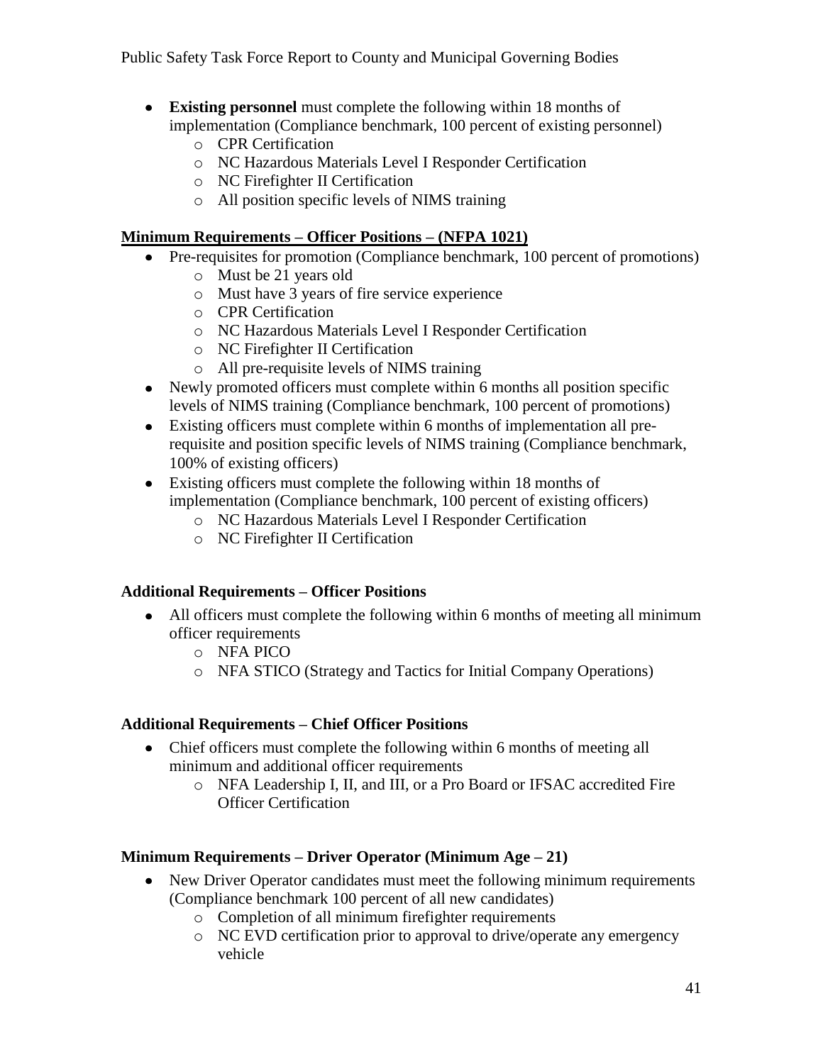- **Existing personnel** must complete the following within 18 months of implementation (Compliance benchmark, 100 percent of existing personnel)
  - CPR Certification
  - NC Hazardous Materials Level I Responder Certification
  - NC Firefighter II Certification
  - All position specific levels of NIMS training

**Minimum Requirements – Officer Positions – (NFPA 1021)**

- Pre-requisites for promotion (Compliance benchmark, 100 percent of promotions)
  - Must be 21 years old
  - Must have 3 years of fire service experience
  - CPR Certification
  - NC Hazardous Materials Level I Responder Certification
  - NC Firefighter II Certification
  - All pre-requisite levels of NIMS training
- Newly promoted officers must complete within 6 months all position specific levels of NIMS training (Compliance benchmark, 100 percent of promotions)
- Existing officers must complete within 6 months of implementation all pre-requisite and position specific levels of NIMS training (Compliance benchmark, 100% of existing officers)
- Existing officers must complete the following within 18 months of implementation (Compliance benchmark, 100 percent of existing officers)
  - NC Hazardous Materials Level I Responder Certification
  - NC Firefighter II Certification

**Additional Requirements – Officer Positions**

- All officers must complete the following within 6 months of meeting all minimum officer requirements
  - NFA PICO
  - NFA STICO (Strategy and Tactics for Initial Company Operations)

**Additional Requirements – Chief Officer Positions**

- Chief officers must complete the following within 6 months of meeting all minimum and additional officer requirements
  - NFA Leadership I, II, and III, or a Pro Board or IFSAC accredited Fire Officer Certification

**Minimum Requirements – Driver Operator (Minimum Age – 21)**

- New Driver Operator candidates must meet the following minimum requirements (Compliance benchmark 100 percent of all new candidates)
  - Completion of all minimum firefighter requirements
  - NC EVD certification prior to approval to drive/operate any emergency vehicle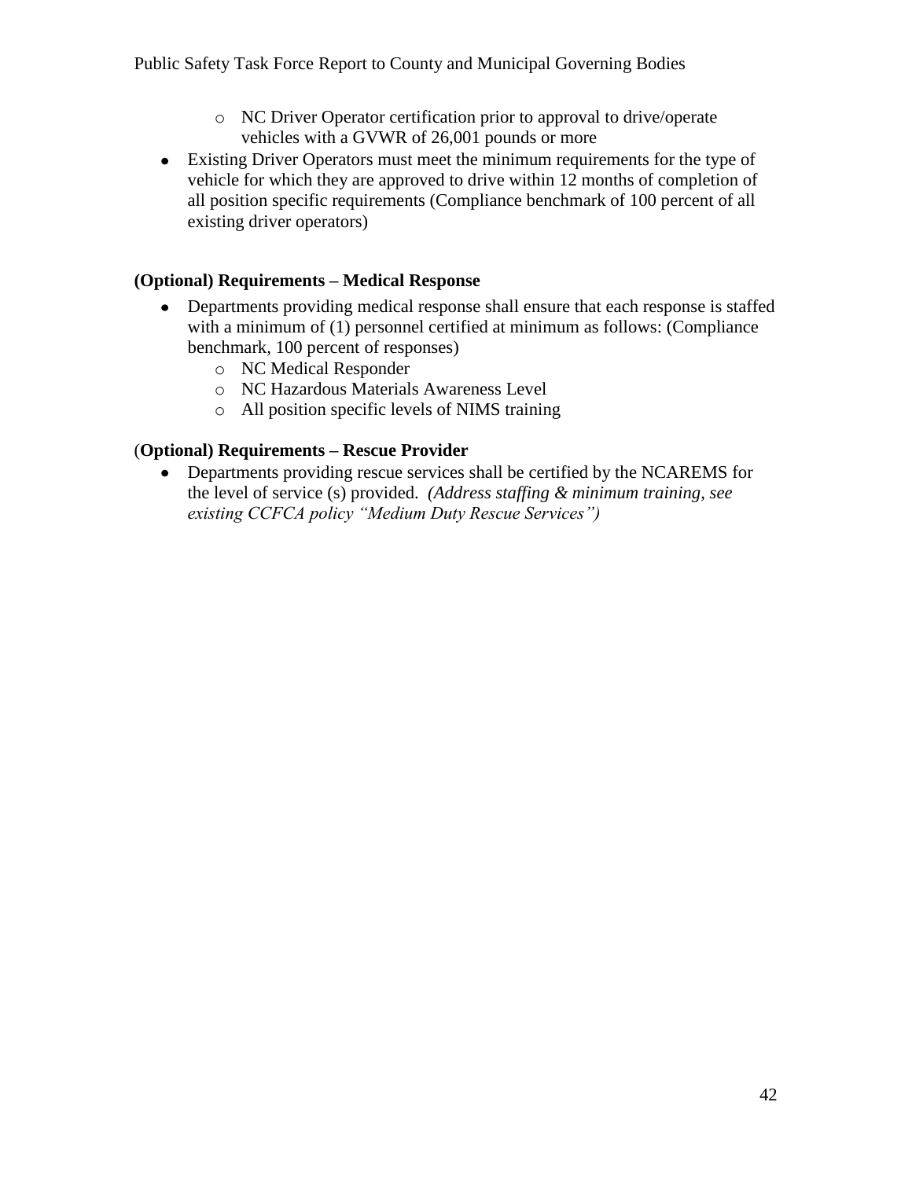- NC Driver Operator certification prior to approval to drive/operate vehicles with a GVWR of 26,001 pounds or more
- Existing Driver Operators must meet the minimum requirements for the type of vehicle for which they are approved to drive within 12 months of completion of all position specific requirements (Compliance benchmark of 100 percent of all existing driver operators)

**(Optional) Requirements – Medical Response**

- Departments providing medical response shall ensure that each response is staffed with a minimum of (1) personnel certified at minimum as follows: (Compliance benchmark, 100 percent of responses)
  - NC Medical Responder
  - NC Hazardous Materials Awareness Level
  - All position specific levels of NIMS training

(**Optional) Requirements – Rescue Provider**

- Departments providing rescue services shall be certified by the NCAREMS for the level of service (s) provided. *(Address staffing & minimum training, see existing CCFCA policy "Medium Duty Rescue Services")*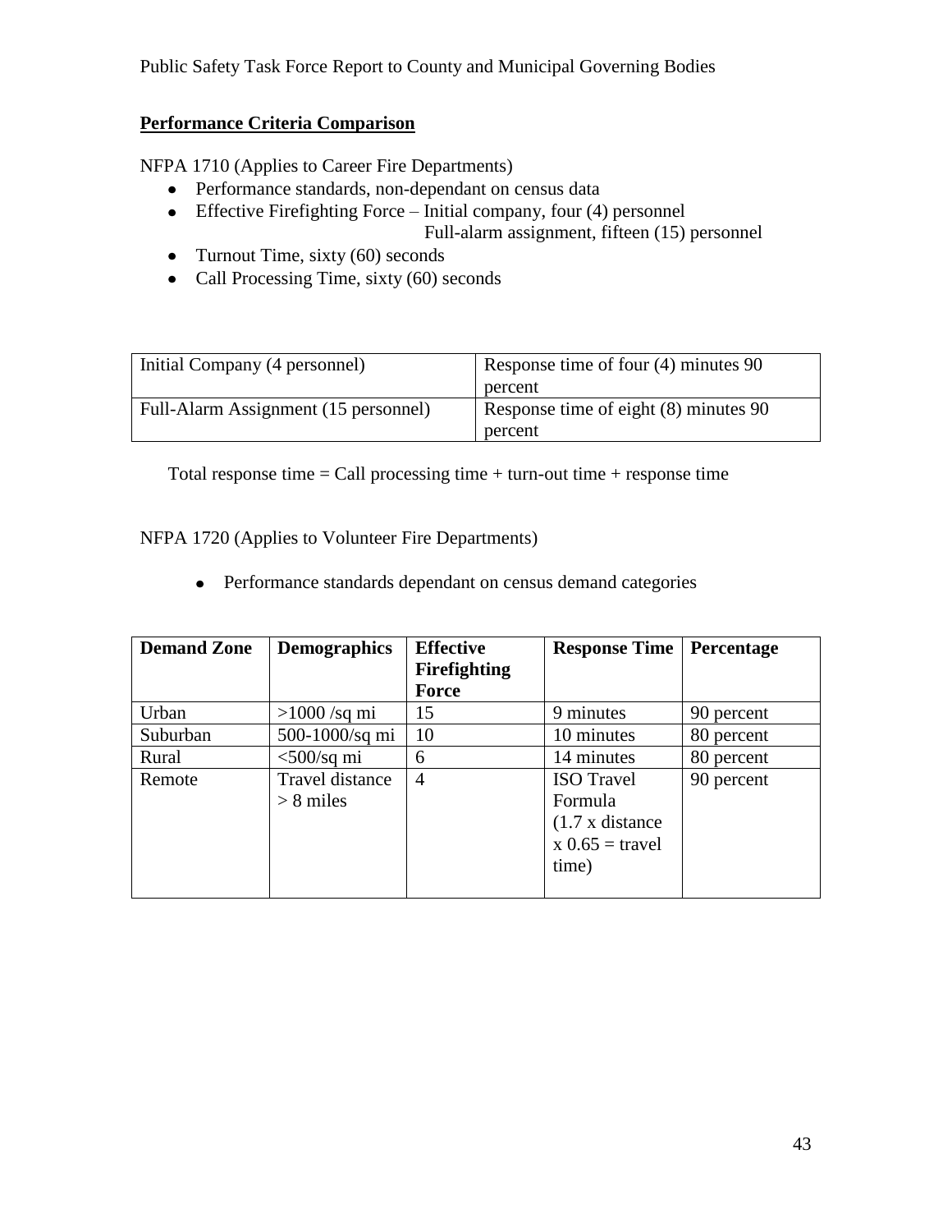**Performance Criteria Comparison**

NFPA 1710 (Applies to Career Fire Departments)

- Performance standards, non-dependant on census data
- Effective Firefighting Force – Initial company, four (4) personnel
  Full-alarm assignment, fifteen (15) personnel
- Turnout Time, sixty (60) seconds
- Call Processing Time, sixty (60) seconds

| | |
|---|---|
| Initial Company (4 personnel) | Response time of four (4) minutes 90 percent |
| Full-Alarm Assignment (15 personnel) | Response time of eight (8) minutes 90 percent |

Total response time = Call processing time + turn-out time + response time

NFPA 1720 (Applies to Volunteer Fire Departments)

- Performance standards dependant on census demand categories

| **Demand Zone** | **Demographics** | **Effective Firefighting Force** | **Response Time** | **Percentage** |
|---|---|---|---|---|
| Urban | >1000 /sq mi | 15 | 9 minutes | 90 percent |
| Suburban | 500-1000/sq mi | 10 | 10 minutes | 80 percent |
| Rural | <500/sq mi | 6 | 14 minutes | 80 percent |
| Remote | Travel distance > 8 miles | 4 | ISO Travel Formula (1.7 x distance x 0.65 = travel time) | 90 percent |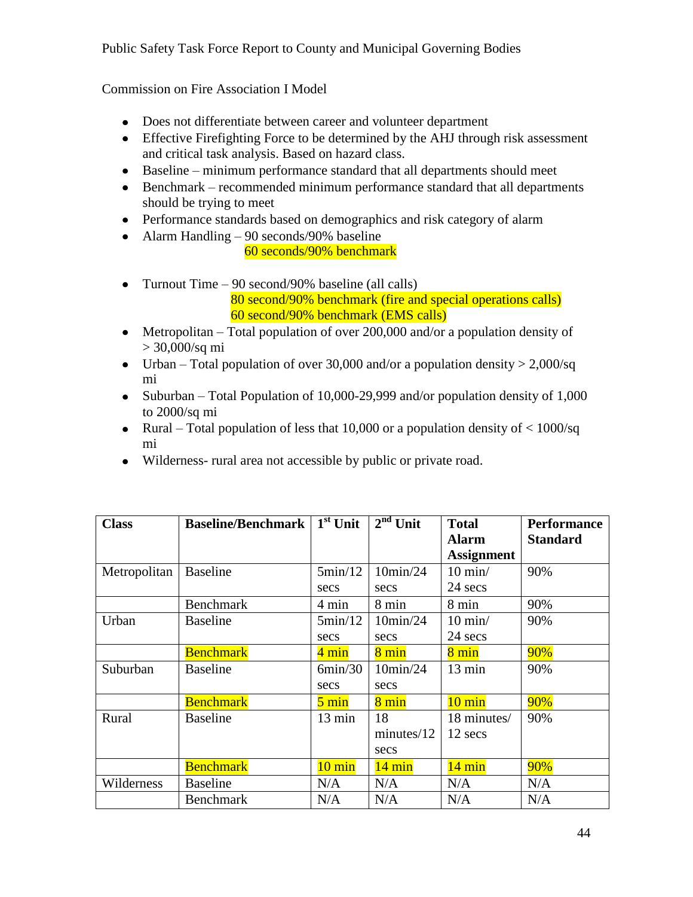Commission on Fire Association I Model

- Does not differentiate between career and volunteer department
- Effective Firefighting Force to be determined by the AHJ through risk assessment and critical task analysis. Based on hazard class.
- Baseline – minimum performance standard that all departments should meet
- Benchmark – recommended minimum performance standard that all departments should be trying to meet
- Performance standards based on demographics and risk category of alarm
- Alarm Handling – 90 seconds/90% baseline
  60 seconds/90% benchmark
- Turnout Time – 90 second/90% baseline (all calls)
  80 second/90% benchmark (fire and special operations calls)
  60 second/90% benchmark (EMS calls)
- Metropolitan – Total population of over 200,000 and/or a population density of > 30,000/sq mi
- Urban – Total population of over 30,000 and/or a population density > 2,000/sq mi
- Suburban – Total Population of 10,000-29,999 and/or population density of 1,000 to 2000/sq mi
- Rural – Total population of less that 10,000 or a population density of < 1000/sq mi
- Wilderness- rural area not accessible by public or private road.

| Class | Baseline/Benchmark | 1st Unit | 2nd Unit | Total Alarm Assignment | Performance Standard |
|---|---|---|---|---|---|
| Metropolitan | Baseline | 5min/12 secs | 10min/24 secs | 10 min/ 24 secs | 90% |
| | Benchmark | 4 min | 8 min | 8 min | 90% |
| Urban | Baseline | 5min/12 secs | 10min/24 secs | 10 min/ 24 secs | 90% |
| | Benchmark | 4 min | 8 min | 8 min | 90% |
| Suburban | Baseline | 6min/30 secs | 10min/24 secs | 13 min | 90% |
| | Benchmark | 5 min | 8 min | 10 min | 90% |
| Rural | Baseline | 13 min | 18 minutes/12 secs | 18 minutes/ 12 secs | 90% |
| | Benchmark | 10 min | 14 min | 14 min | 90% |
| Wilderness | Baseline | N/A | N/A | N/A | N/A |
| | Benchmark | N/A | N/A | N/A | N/A |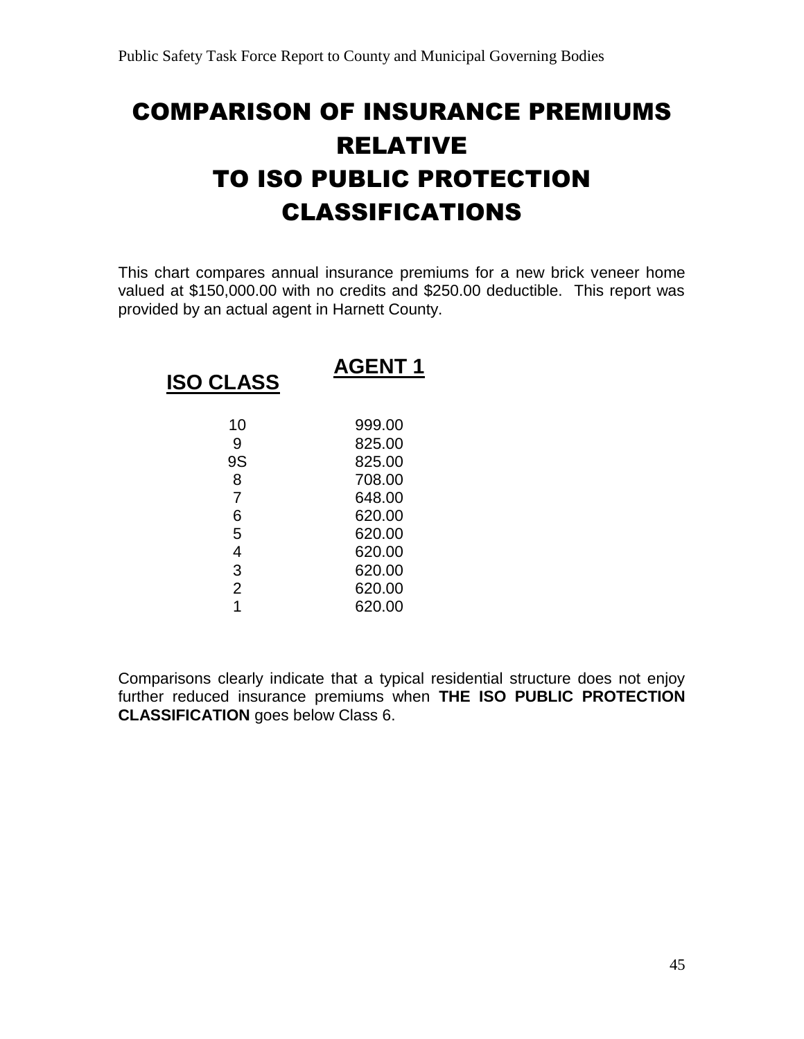# COMPARISON OF INSURANCE PREMIUMS RELATIVE TO ISO PUBLIC PROTECTION CLASSIFICATIONS

This chart compares annual insurance premiums for a new brick veneer home valued at $150,000.00 with no credits and $250.00 deductible. This report was provided by an actual agent in Harnett County.

| ISO CLASS | AGENT 1 |
|---|---|
| 10 | 999.00 |
| 9 | 825.00 |
| 9S | 825.00 |
| 8 | 708.00 |
| 7 | 648.00 |
| 6 | 620.00 |
| 5 | 620.00 |
| 4 | 620.00 |
| 3 | 620.00 |
| 2 | 620.00 |
| 1 | 620.00 |

Comparisons clearly indicate that a typical residential structure does not enjoy further reduced insurance premiums when **THE ISO PUBLIC PROTECTION CLASSIFICATION** goes below Class 6.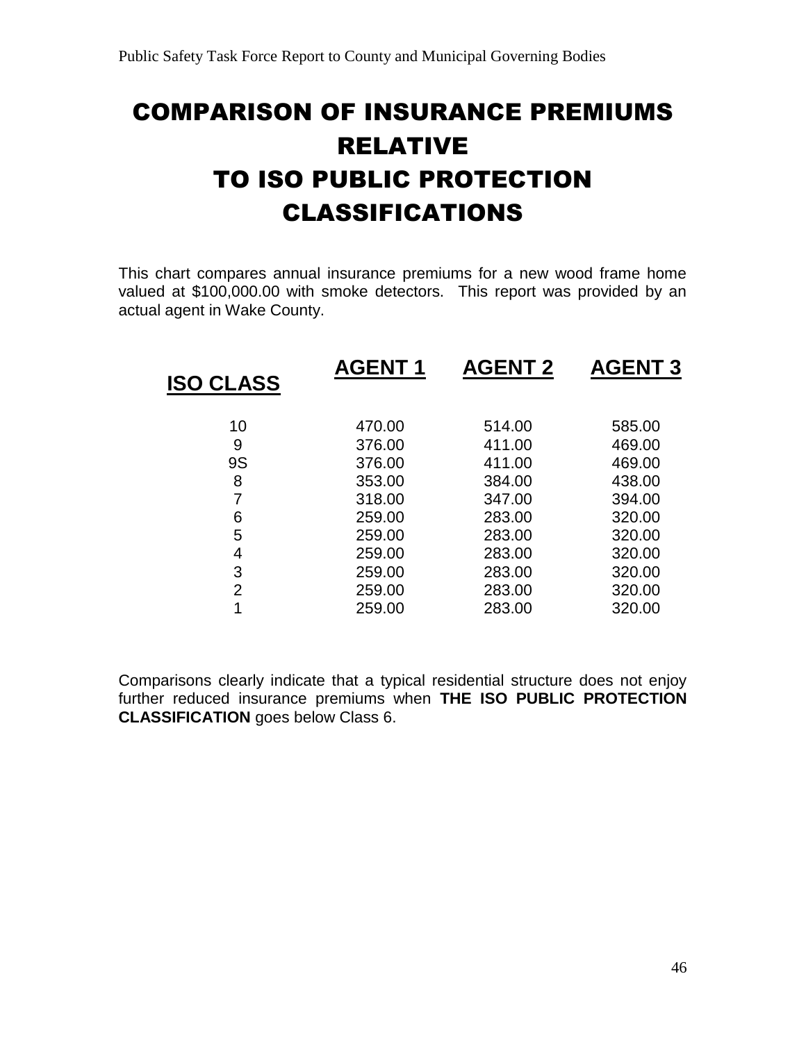# COMPARISON OF INSURANCE PREMIUMS RELATIVE TO ISO PUBLIC PROTECTION CLASSIFICATIONS

This chart compares annual insurance premiums for a new wood frame home valued at $100,000.00 with smoke detectors. This report was provided by an actual agent in Wake County.

| ISO CLASS | AGENT 1 | AGENT 2 | AGENT 3 |
|---|---|---|---|
| 10 | 470.00 | 514.00 | 585.00 |
| 9 | 376.00 | 411.00 | 469.00 |
| 9S | 376.00 | 411.00 | 469.00 |
| 8 | 353.00 | 384.00 | 438.00 |
| 7 | 318.00 | 347.00 | 394.00 |
| 6 | 259.00 | 283.00 | 320.00 |
| 5 | 259.00 | 283.00 | 320.00 |
| 4 | 259.00 | 283.00 | 320.00 |
| 3 | 259.00 | 283.00 | 320.00 |
| 2 | 259.00 | 283.00 | 320.00 |
| 1 | 259.00 | 283.00 | 320.00 |

Comparisons clearly indicate that a typical residential structure does not enjoy further reduced insurance premiums when **THE ISO PUBLIC PROTECTION CLASSIFICATION** goes below Class 6.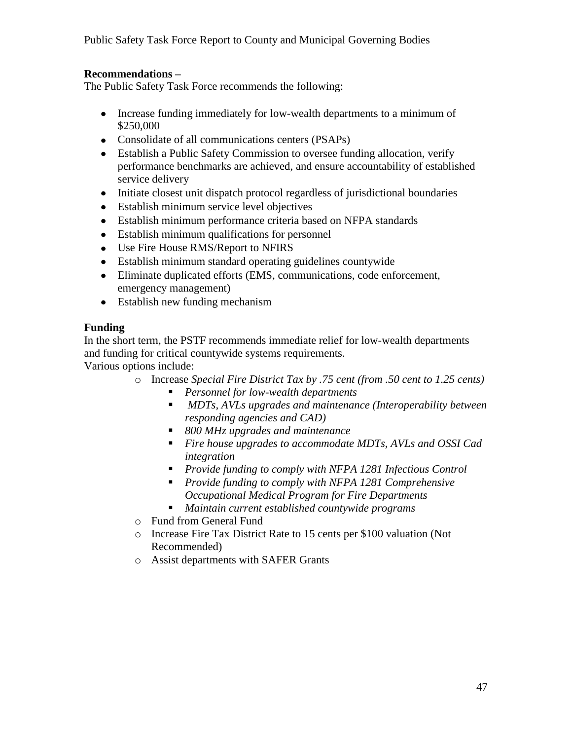**Recommendations –**

The Public Safety Task Force recommends the following:

- Increase funding immediately for low-wealth departments to a minimum of $250,000
- Consolidate of all communications centers (PSAPs)
- Establish a Public Safety Commission to oversee funding allocation, verify performance benchmarks are achieved, and ensure accountability of established service delivery
- Initiate closest unit dispatch protocol regardless of jurisdictional boundaries
- Establish minimum service level objectives
- Establish minimum performance criteria based on NFPA standards
- Establish minimum qualifications for personnel
- Use Fire House RMS/Report to NFIRS
- Establish minimum standard operating guidelines countywide
- Eliminate duplicated efforts (EMS, communications, code enforcement, emergency management)
- Establish new funding mechanism

**Funding**

In the short term, the PSTF recommends immediate relief for low-wealth departments and funding for critical countywide systems requirements.
Various options include:

- Increase *Special Fire District Tax by .75 cent (from .50 cent to 1.25 cents)*
  - *Personnel for low-wealth departments*
  - *MDTs, AVLs upgrades and maintenance (Interoperability between responding agencies and CAD)*
  - *800 MHz upgrades and maintenance*
  - *Fire house upgrades to accommodate MDTs, AVLs and OSSI Cad integration*
  - *Provide funding to comply with NFPA 1281 Infectious Control*
  - *Provide funding to comply with NFPA 1281 Comprehensive Occupational Medical Program for Fire Departments*
  - *Maintain current established countywide programs*
- Fund from General Fund
- Increase Fire Tax District Rate to 15 cents per $100 valuation (Not Recommended)
- Assist departments with SAFER Grants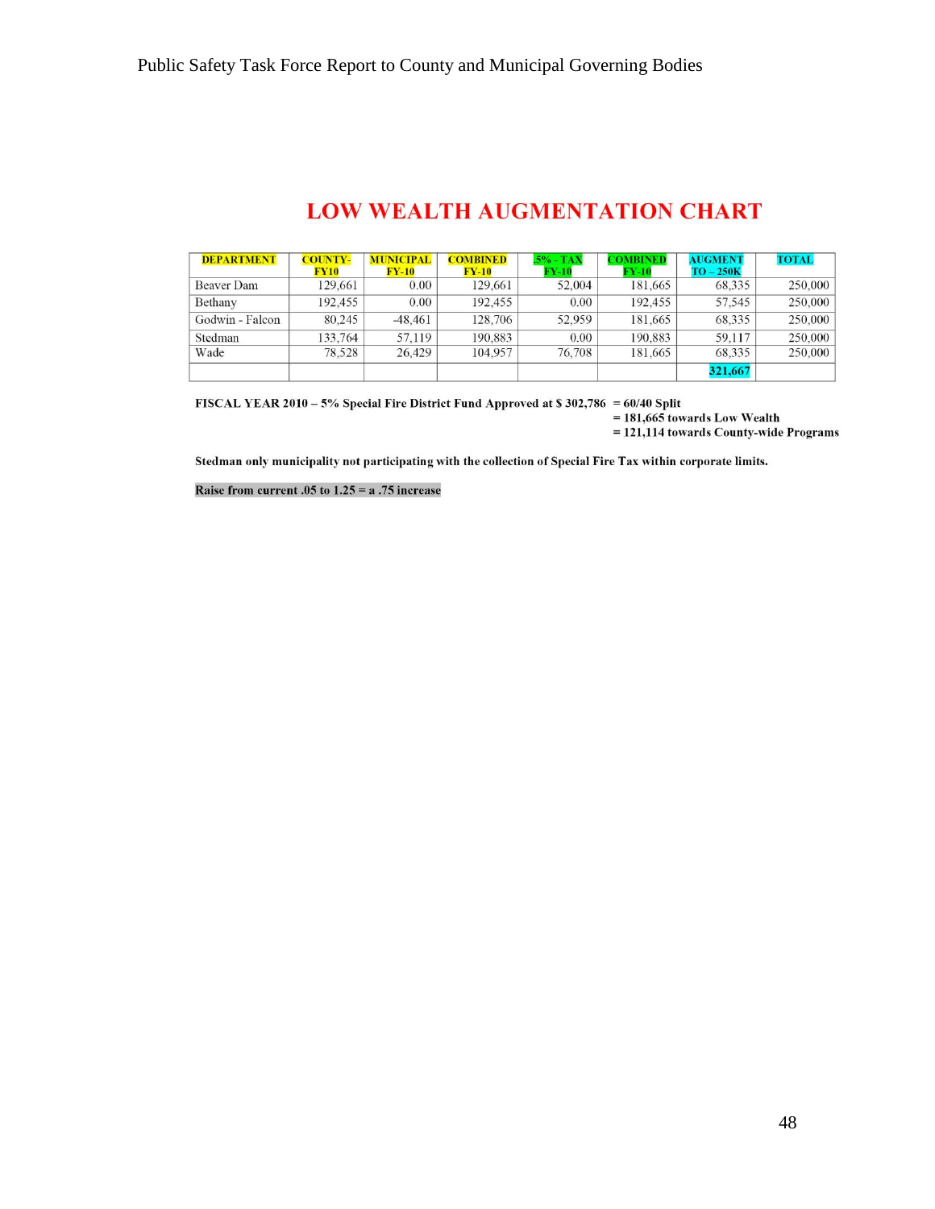# LOW WEALTH AUGMENTATION CHART

| DEPARTMENT | COUNTY-FY10 | MUNICIPAL FY-10 | COMBINED FY-10 | .5% - TAX FY-10 | COMBINED FY-10 | AUGMENT TO – 250K | TOTAL |
|---|---|---|---|---|---|---|---|
| Beaver Dam | 129,661 | 0.00 | 129,661 | 52,004 | 181,665 | 68,335 | 250,000 |
| Bethany | 192,455 | 0.00 | 192,455 | 0.00 | 192,455 | 57,545 | 250,000 |
| Godwin - Falcon | 80,245 | -48,461 | 128,706 | 52,959 | 181,665 | 68,335 | 250,000 |
| Stedman | 133,764 | 57,119 | 190,883 | 0.00 | 190,883 | 59,117 | 250,000 |
| Wade | 78,528 | 26,429 | 104,957 | 76,708 | 181,665 | 68,335 | 250,000 |
| | | | | | | **321,667** | |

**FISCAL YEAR 2010 – 5% Special Fire District Fund Approved at $ 302,786 = 60/40 Split**
**= 181,665 towards Low Wealth**
**= 121,114 towards County-wide Programs**

**Stedman only municipality not participating with the collection of Special Fire Tax within corporate limits.**

**Raise from current .05 to 1.25 = a .75 increase**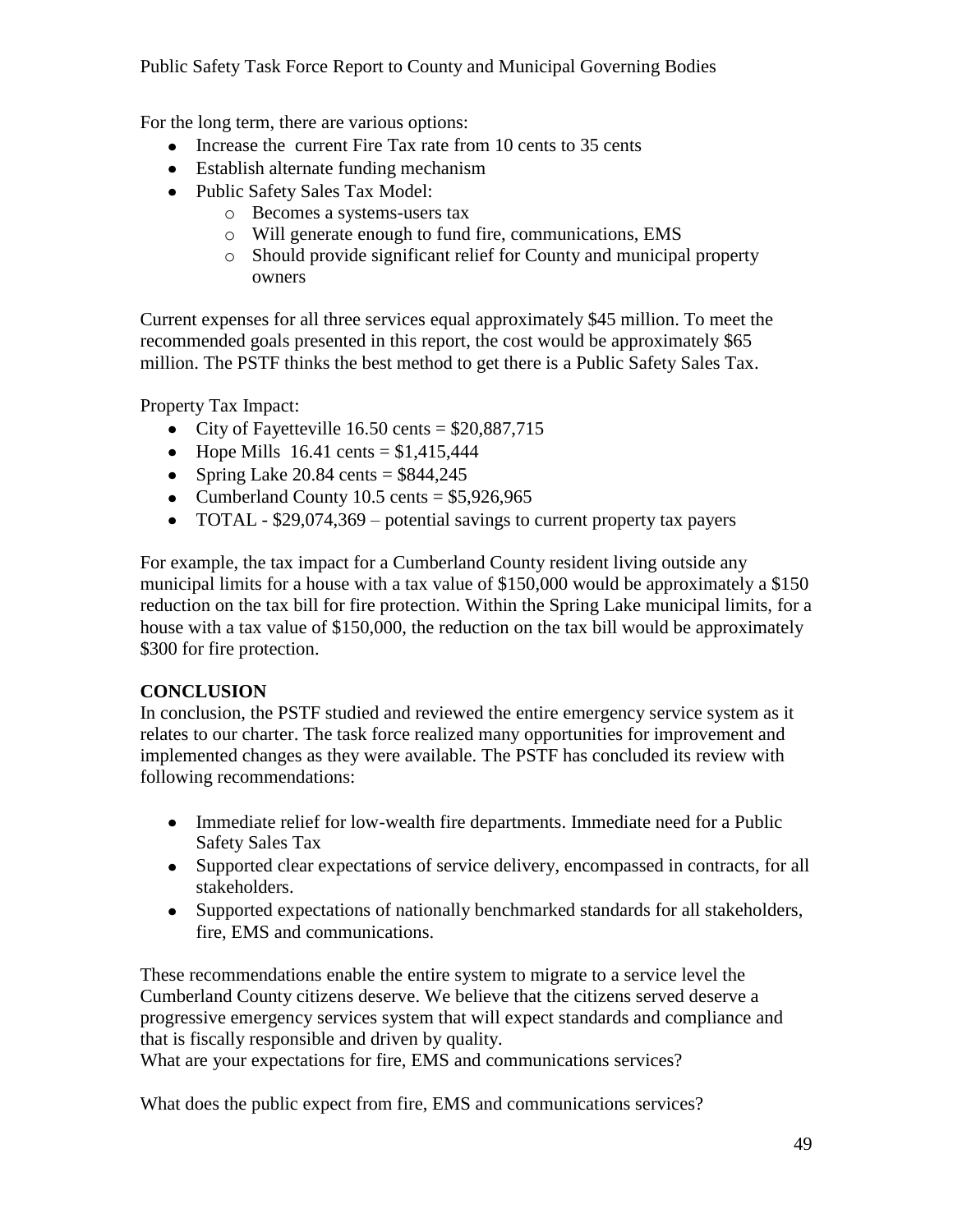For the long term, there are various options:

- Increase the current Fire Tax rate from 10 cents to 35 cents
- Establish alternate funding mechanism
- Public Safety Sales Tax Model:
  - Becomes a systems-users tax
  - Will generate enough to fund fire, communications, EMS
  - Should provide significant relief for County and municipal property owners

Current expenses for all three services equal approximately $45 million. To meet the recommended goals presented in this report, the cost would be approximately $65 million. The PSTF thinks the best method to get there is a Public Safety Sales Tax.

Property Tax Impact:

- City of Fayetteville 16.50 cents = $20,887,715
- Hope Mills 16.41 cents = $1,415,444
- Spring Lake 20.84 cents = $844,245
- Cumberland County 10.5 cents = $5,926,965
- TOTAL - $29,074,369 – potential savings to current property tax payers

For example, the tax impact for a Cumberland County resident living outside any municipal limits for a house with a tax value of $150,000 would be approximately a $150 reduction on the tax bill for fire protection. Within the Spring Lake municipal limits, for a house with a tax value of $150,000, the reduction on the tax bill would be approximately $300 for fire protection.

**CONCLUSION**

In conclusion, the PSTF studied and reviewed the entire emergency service system as it relates to our charter. The task force realized many opportunities for improvement and implemented changes as they were available. The PSTF has concluded its review with following recommendations:

- Immediate relief for low-wealth fire departments. Immediate need for a Public Safety Sales Tax
- Supported clear expectations of service delivery, encompassed in contracts, for all stakeholders.
- Supported expectations of nationally benchmarked standards for all stakeholders, fire, EMS and communications.

These recommendations enable the entire system to migrate to a service level the Cumberland County citizens deserve. We believe that the citizens served deserve a progressive emergency services system that will expect standards and compliance and that is fiscally responsible and driven by quality.
What are your expectations for fire, EMS and communications services?

What does the public expect from fire, EMS and communications services?